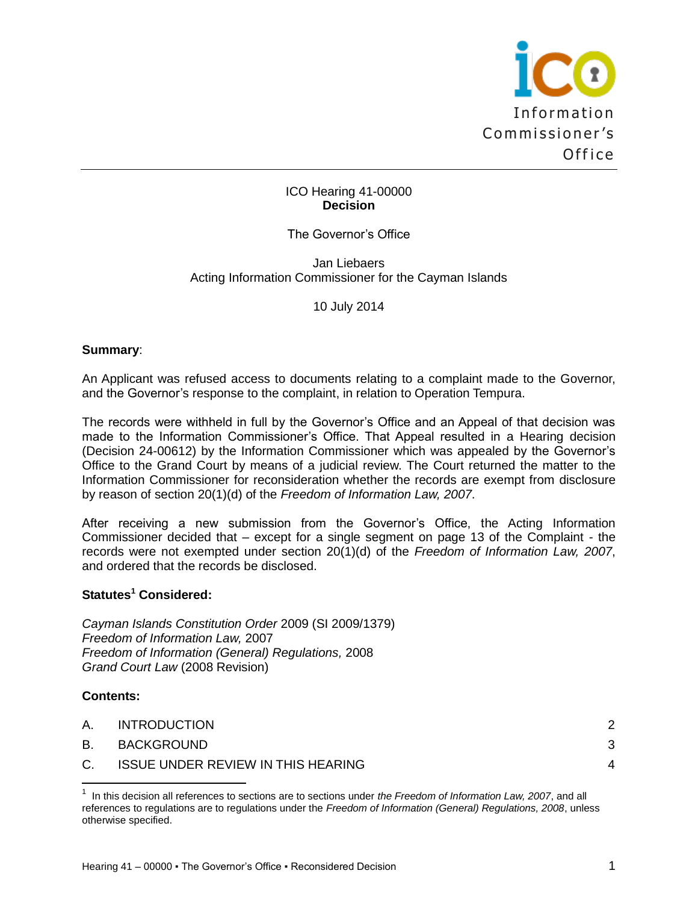Information Commissioner's Office

ICO Hearing 41-00000
**Decision**

The Governor's Office

Jan Liebaers
Acting Information Commissioner for the Cayman Islands

10 July 2014

**Summary**:

An Applicant was refused access to documents relating to a complaint made to the Governor, and the Governor's response to the complaint, in relation to Operation Tempura.

The records were withheld in full by the Governor's Office and an Appeal of that decision was made to the Information Commissioner's Office. That Appeal resulted in a Hearing decision (Decision 24-00612) by the Information Commissioner which was appealed by the Governor's Office to the Grand Court by means of a judicial review. The Court returned the matter to the Information Commissioner for reconsideration whether the records are exempt from disclosure by reason of section 20(1)(d) of the *Freedom of Information Law, 2007*.

After receiving a new submission from the Governor's Office, the Acting Information Commissioner decided that – except for a single segment on page 13 of the Complaint - the records were not exempted under section 20(1)(d) of the *Freedom of Information Law, 2007*, and ordered that the records be disclosed.

**Statutes[1] Considered:**

*Cayman Islands Constitution Order* 2009 (SI 2009/1379)
*Freedom of Information Law,* 2007
*Freedom of Information (General) Regulations,* 2008
*Grand Court Law* (2008 Revision)

**Contents:**

| | | |
|---|---|---|
| A. | INTRODUCTION | 2 |
| B. | BACKGROUND | 3 |
| C. | ISSUE UNDER REVIEW IN THIS HEARING | 4 |

[1] In this decision all references to sections are to sections under *the Freedom of Information Law, 2007*, and all references to regulations are to regulations under the *Freedom of Information (General) Regulations, 2008*, unless otherwise specified.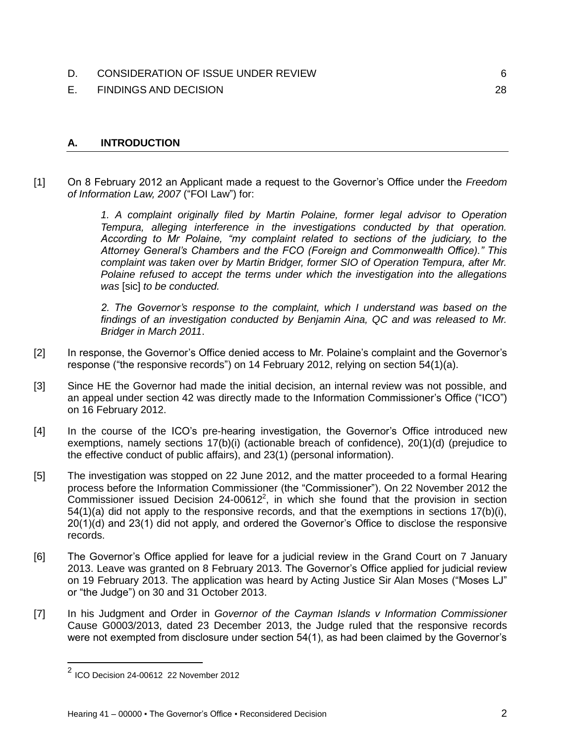| | | |
|---|---|---|
| D. | CONSIDERATION OF ISSUE UNDER REVIEW | 6 |
| E. | FINDINGS AND DECISION | 28 |

## A. INTRODUCTION

[1] On 8 February 2012 an Applicant made a request to the Governor's Office under the *Freedom of Information Law, 2007* ("FOI Law") for:

> *1. A complaint originally filed by Martin Polaine, former legal advisor to Operation Tempura, alleging interference in the investigations conducted by that operation. According to Mr Polaine, "my complaint related to sections of the judiciary, to the Attorney General's Chambers and the FCO (Foreign and Commonwealth Office)." This complaint was taken over by Martin Bridger, former SIO of Operation Tempura, after Mr. Polaine refused to accept the terms under which the investigation into the allegations was* [sic] *to be conducted.*
>
> *2. The Governor's response to the complaint, which I understand was based on the findings of an investigation conducted by Benjamin Aina, QC and was released to Mr. Bridger in March 2011*.

[2] In response, the Governor's Office denied access to Mr. Polaine's complaint and the Governor's response ("the responsive records") on 14 February 2012, relying on section 54(1)(a).

[3] Since HE the Governor had made the initial decision, an internal review was not possible, and an appeal under section 42 was directly made to the Information Commissioner's Office ("ICO") on 16 February 2012.

[4] In the course of the ICO's pre-hearing investigation, the Governor's Office introduced new exemptions, namely sections 17(b)(i) (actionable breach of confidence), 20(1)(d) (prejudice to the effective conduct of public affairs), and 23(1) (personal information).

[5] The investigation was stopped on 22 June 2012, and the matter proceeded to a formal Hearing process before the Information Commissioner (the "Commissioner"). On 22 November 2012 the Commissioner issued Decision 24-00612[2], in which she found that the provision in section 54(1)(a) did not apply to the responsive records, and that the exemptions in sections 17(b)(i), 20(1)(d) and 23(1) did not apply, and ordered the Governor's Office to disclose the responsive records.

[6] The Governor's Office applied for leave for a judicial review in the Grand Court on 7 January 2013. Leave was granted on 8 February 2013. The Governor's Office applied for judicial review on 19 February 2013. The application was heard by Acting Justice Sir Alan Moses ("Moses LJ" or "the Judge") on 30 and 31 October 2013.

[7] In his Judgment and Order in *Governor of the Cayman Islands v Information Commissioner* Cause G0003/2013, dated 23 December 2013, the Judge ruled that the responsive records were not exempted from disclosure under section 54(1), as had been claimed by the Governor's

[2] ICO Decision 24-00612 22 November 2012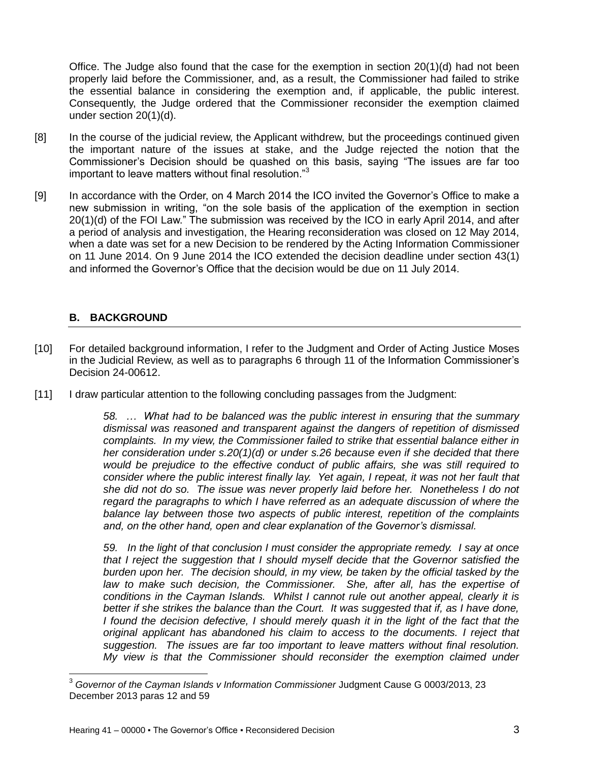Office. The Judge also found that the case for the exemption in section 20(1)(d) had not been properly laid before the Commissioner, and, as a result, the Commissioner had failed to strike the essential balance in considering the exemption and, if applicable, the public interest. Consequently, the Judge ordered that the Commissioner reconsider the exemption claimed under section 20(1)(d).

[8] In the course of the judicial review, the Applicant withdrew, but the proceedings continued given the important nature of the issues at stake, and the Judge rejected the notion that the Commissioner's Decision should be quashed on this basis, saying "The issues are far too important to leave matters without final resolution."[3]

[9] In accordance with the Order, on 4 March 2014 the ICO invited the Governor's Office to make a new submission in writing, "on the sole basis of the application of the exemption in section 20(1)(d) of the FOI Law." The submission was received by the ICO in early April 2014, and after a period of analysis and investigation, the Hearing reconsideration was closed on 12 May 2014, when a date was set for a new Decision to be rendered by the Acting Information Commissioner on 11 June 2014. On 9 June 2014 the ICO extended the decision deadline under section 43(1) and informed the Governor's Office that the decision would be due on 11 July 2014.

## B. BACKGROUND

[10] For detailed background information, I refer to the Judgment and Order of Acting Justice Moses in the Judicial Review, as well as to paragraphs 6 through 11 of the Information Commissioner's Decision 24-00612.

[11] I draw particular attention to the following concluding passages from the Judgment:

> *58. … What had to be balanced was the public interest in ensuring that the summary dismissal was reasoned and transparent against the dangers of repetition of dismissed complaints. In my view, the Commissioner failed to strike that essential balance either in her consideration under s.20(1)(d) or under s.26 because even if she decided that there would be prejudice to the effective conduct of public affairs, she was still required to consider where the public interest finally lay. Yet again, I repeat, it was not her fault that she did not do so. The issue was never properly laid before her. Nonetheless I do not regard the paragraphs to which I have referred as an adequate discussion of where the balance lay between those two aspects of public interest, repetition of the complaints and, on the other hand, open and clear explanation of the Governor's dismissal.*
>
> *59. In the light of that conclusion I must consider the appropriate remedy. I say at once that I reject the suggestion that I should myself decide that the Governor satisfied the burden upon her. The decision should, in my view, be taken by the official tasked by the law to make such decision, the Commissioner. She, after all, has the expertise of conditions in the Cayman Islands. Whilst I cannot rule out another appeal, clearly it is better if she strikes the balance than the Court. It was suggested that if, as I have done, I found the decision defective, I should merely quash it in the light of the fact that the original applicant has abandoned his claim to access to the documents. I reject that suggestion. The issues are far too important to leave matters without final resolution. My view is that the Commissioner should reconsider the exemption claimed under*

---

[3] *Governor of the Cayman Islands v Information Commissioner* Judgment Cause G 0003/2013, 23 December 2013 paras 12 and 59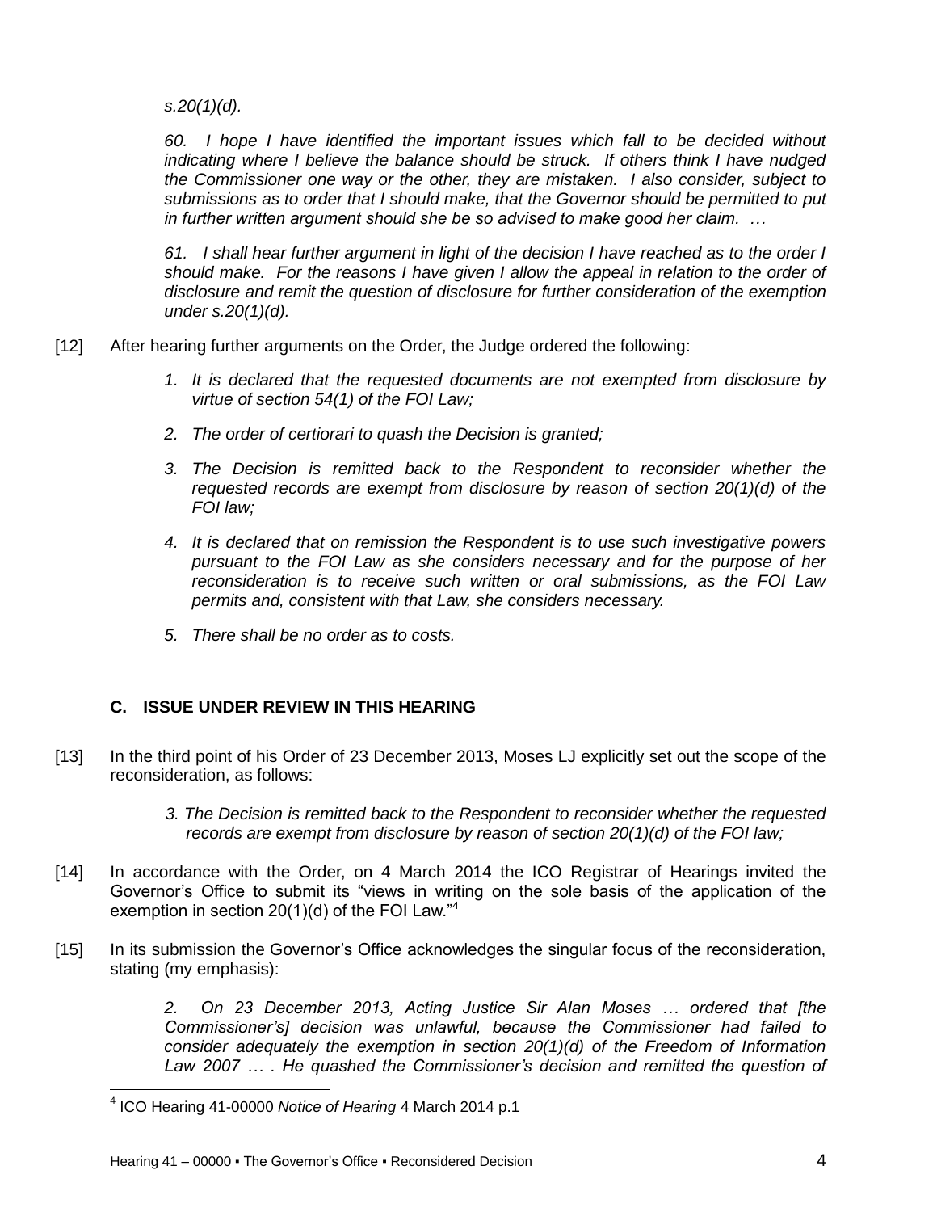*s.20(1)(d).*

> *60. I hope I have identified the important issues which fall to be decided without indicating where I believe the balance should be struck. If others think I have nudged the Commissioner one way or the other, they are mistaken. I also consider, subject to submissions as to order that I should make, that the Governor should be permitted to put in further written argument should she be so advised to make good her claim. …*
>
> *61. I shall hear further argument in light of the decision I have reached as to the order I should make. For the reasons I have given I allow the appeal in relation to the order of disclosure and remit the question of disclosure for further consideration of the exemption under s.20(1)(d).*

[12] After hearing further arguments on the Order, the Judge ordered the following:

> 1. *It is declared that the requested documents are not exempted from disclosure by virtue of section 54(1) of the FOI Law;*
> 2. *The order of certiorari to quash the Decision is granted;*
> 3. *The Decision is remitted back to the Respondent to reconsider whether the requested records are exempt from disclosure by reason of section 20(1)(d) of the FOI law;*
> 4. *It is declared that on remission the Respondent is to use such investigative powers pursuant to the FOI Law as she considers necessary and for the purpose of her reconsideration is to receive such written or oral submissions, as the FOI Law permits and, consistent with that Law, she considers necessary.*
> 5. *There shall be no order as to costs.*

## C. ISSUE UNDER REVIEW IN THIS HEARING

[13] In the third point of his Order of 23 December 2013, Moses LJ explicitly set out the scope of the reconsideration, as follows:

> *3. The Decision is remitted back to the Respondent to reconsider whether the requested records are exempt from disclosure by reason of section 20(1)(d) of the FOI law;*

[14] In accordance with the Order, on 4 March 2014 the ICO Registrar of Hearings invited the Governor's Office to submit its "views in writing on the sole basis of the application of the exemption in section 20(1)(d) of the FOI Law."[4]

[15] In its submission the Governor's Office acknowledges the singular focus of the reconsideration, stating (my emphasis):

> *2. On 23 December 2013, Acting Justice Sir Alan Moses … ordered that [the Commissioner's] decision was unlawful, because the Commissioner had failed to consider adequately the exemption in section 20(1)(d) of the Freedom of Information Law 2007 … . He quashed the Commissioner's decision and remitted the question of*

---

[4] ICO Hearing 41-00000 *Notice of Hearing* 4 March 2014 p.1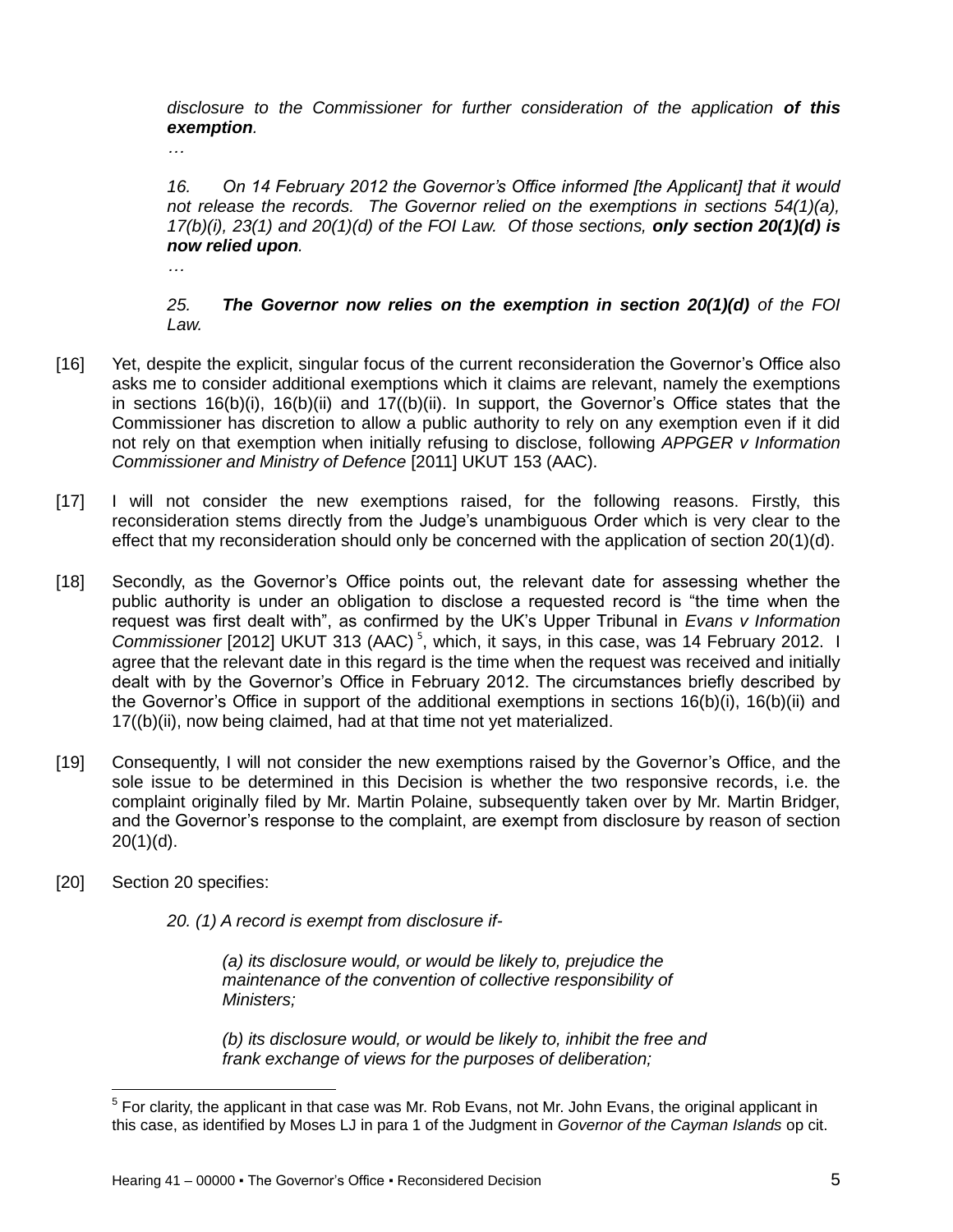> *disclosure to the Commissioner for further consideration of the application **of this exemption**.*
>
> *…*
>
> *16. On 14 February 2012 the Governor's Office informed [the Applicant] that it would not release the records. The Governor relied on the exemptions in sections 54(1)(a), 17(b)(i), 23(1) and 20(1)(d) of the FOI Law. Of those sections, **only section 20(1)(d) is now relied upon**.*
>
> *…*
>
> *25. **The Governor now relies on the exemption in section 20(1)(d)** of the FOI Law.*

[16] Yet, despite the explicit, singular focus of the current reconsideration the Governor's Office also asks me to consider additional exemptions which it claims are relevant, namely the exemptions in sections 16(b)(i), 16(b)(ii) and 17((b)(ii). In support, the Governor's Office states that the Commissioner has discretion to allow a public authority to rely on any exemption even if it did not rely on that exemption when initially refusing to disclose, following *APPGER v Information Commissioner and Ministry of Defence* [2011] UKUT 153 (AAC).

[17] I will not consider the new exemptions raised, for the following reasons. Firstly, this reconsideration stems directly from the Judge's unambiguous Order which is very clear to the effect that my reconsideration should only be concerned with the application of section 20(1)(d).

[18] Secondly, as the Governor's Office points out, the relevant date for assessing whether the public authority is under an obligation to disclose a requested record is "the time when the request was first dealt with", as confirmed by the UK's Upper Tribunal in *Evans v Information Commissioner* [2012] UKUT 313 (AAC) [5], which, it says, in this case, was 14 February 2012. I agree that the relevant date in this regard is the time when the request was received and initially dealt with by the Governor's Office in February 2012. The circumstances briefly described by the Governor's Office in support of the additional exemptions in sections 16(b)(i), 16(b)(ii) and 17((b)(ii), now being claimed, had at that time not yet materialized.

[19] Consequently, I will not consider the new exemptions raised by the Governor's Office, and the sole issue to be determined in this Decision is whether the two responsive records, i.e. the complaint originally filed by Mr. Martin Polaine, subsequently taken over by Mr. Martin Bridger, and the Governor's response to the complaint, are exempt from disclosure by reason of section 20(1)(d).

[20] Section 20 specifies:

> *20. (1) A record is exempt from disclosure if-*
>
> > *(a) its disclosure would, or would be likely to, prejudice the maintenance of the convention of collective responsibility of Ministers;*
> >
> > *(b) its disclosure would, or would be likely to, inhibit the free and frank exchange of views for the purposes of deliberation;*

---

[5] For clarity, the applicant in that case was Mr. Rob Evans, not Mr. John Evans, the original applicant in this case, as identified by Moses LJ in para 1 of the Judgment in *Governor of the Cayman Islands* op cit.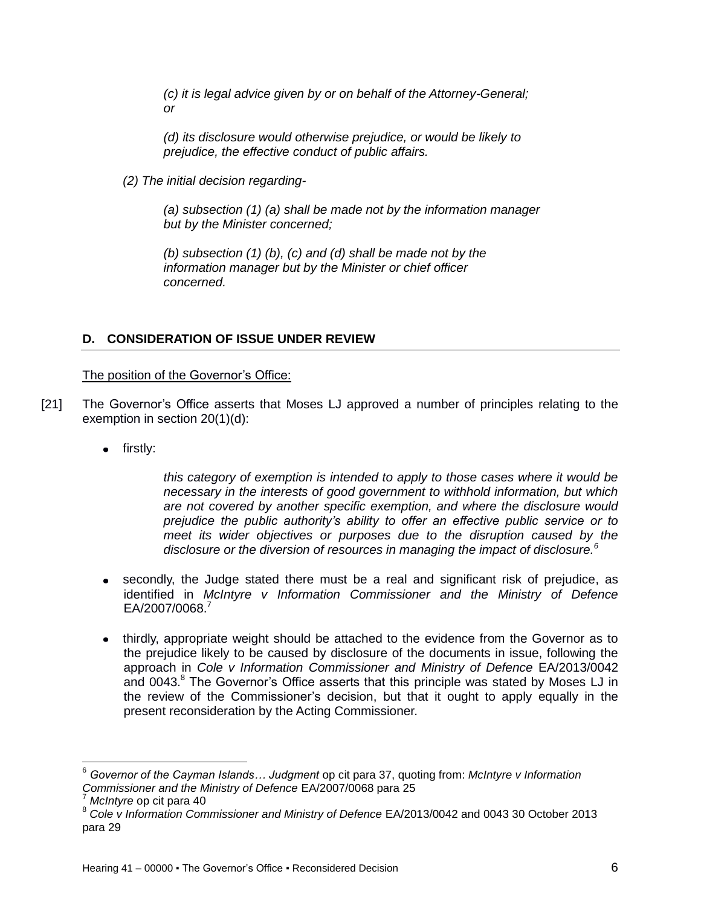*(c) it is legal advice given by or on behalf of the Attorney-General; or*

*(d) its disclosure would otherwise prejudice, or would be likely to prejudice, the effective conduct of public affairs.*

*(2) The initial decision regarding-*

*(a) subsection (1) (a) shall be made not by the information manager but by the Minister concerned;*

*(b) subsection (1) (b), (c) and (d) shall be made not by the information manager but by the Minister or chief officer concerned.*

## D. CONSIDERATION OF ISSUE UNDER REVIEW

The position of the Governor's Office:

[21] The Governor's Office asserts that Moses LJ approved a number of principles relating to the exemption in section 20(1)(d):

- firstly:

  *this category of exemption is intended to apply to those cases where it would be necessary in the interests of good government to withhold information, but which are not covered by another specific exemption, and where the disclosure would prejudice the public authority's ability to offer an effective public service or to meet its wider objectives or purposes due to the disruption caused by the disclosure or the diversion of resources in managing the impact of disclosure.*[6]

- secondly, the Judge stated there must be a real and significant risk of prejudice, as identified in *McIntyre v Information Commissioner and the Ministry of Defence* EA/2007/0068.[7]

- thirdly, appropriate weight should be attached to the evidence from the Governor as to the prejudice likely to be caused by disclosure of the documents in issue, following the approach in *Cole v Information Commissioner and Ministry of Defence* EA/2013/0042 and 0043.[8] The Governor's Office asserts that this principle was stated by Moses LJ in the review of the Commissioner's decision, but that it ought to apply equally in the present reconsideration by the Acting Commissioner.

---

[6] *Governor of the Cayman Islands… Judgment* op cit para 37, quoting from: *McIntyre v Information Commissioner and the Ministry of Defence* EA/2007/0068 para 25

[7] *McIntyre* op cit para 40

[8] *Cole v Information Commissioner and Ministry of Defence* EA/2013/0042 and 0043 30 October 2013 para 29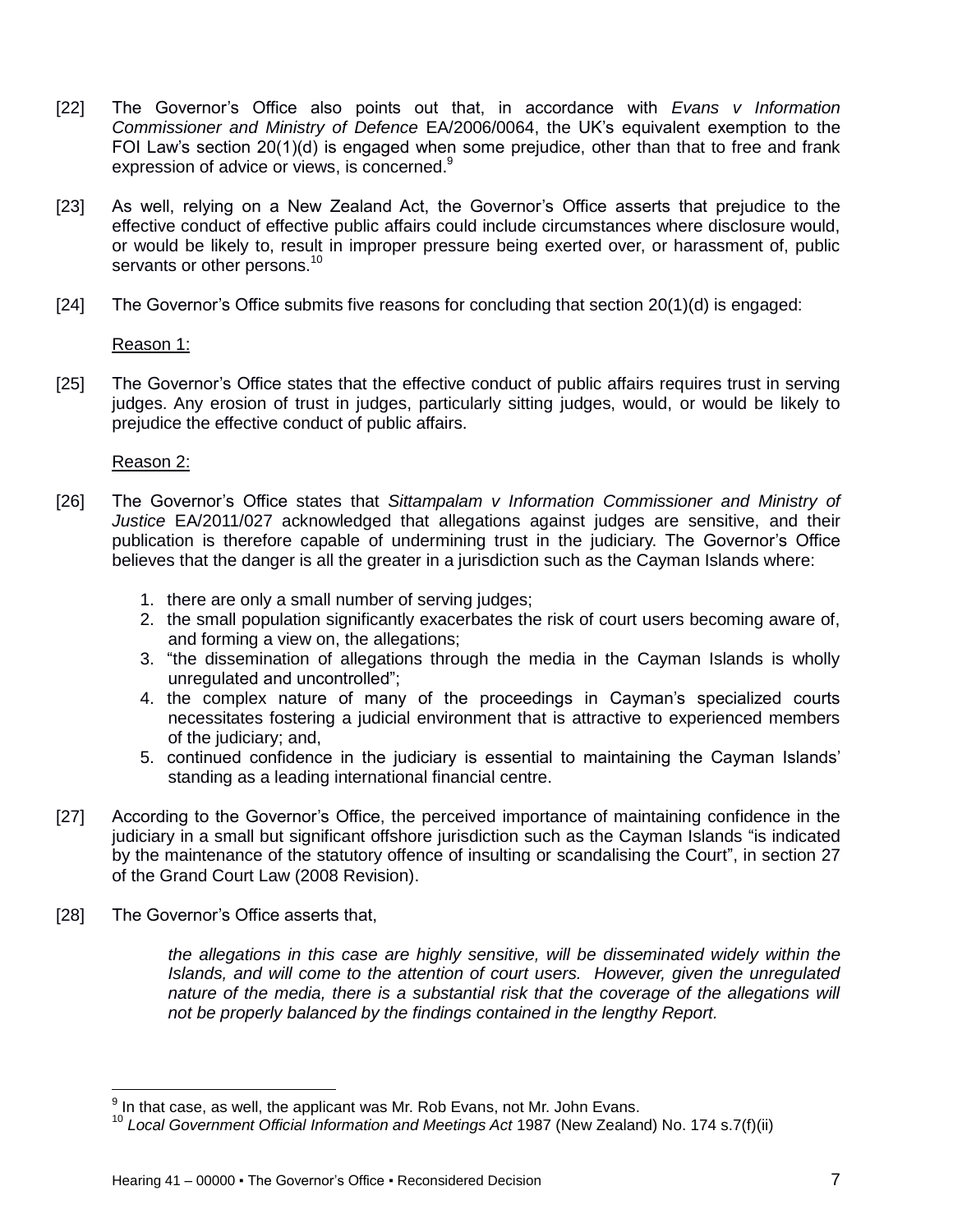[22] The Governor's Office also points out that, in accordance with *Evans v Information Commissioner and Ministry of Defence* EA/2006/0064, the UK's equivalent exemption to the FOI Law's section 20(1)(d) is engaged when some prejudice, other than that to free and frank expression of advice or views, is concerned.[9]

[23] As well, relying on a New Zealand Act, the Governor's Office asserts that prejudice to the effective conduct of effective public affairs could include circumstances where disclosure would, or would be likely to, result in improper pressure being exerted over, or harassment of, public servants or other persons.[10]

[24] The Governor's Office submits five reasons for concluding that section 20(1)(d) is engaged:

Reason 1:

[25] The Governor's Office states that the effective conduct of public affairs requires trust in serving judges. Any erosion of trust in judges, particularly sitting judges, would, or would be likely to prejudice the effective conduct of public affairs.

Reason 2:

[26] The Governor's Office states that *Sittampalam v Information Commissioner and Ministry of Justice* EA/2011/027 acknowledged that allegations against judges are sensitive, and their publication is therefore capable of undermining trust in the judiciary. The Governor's Office believes that the danger is all the greater in a jurisdiction such as the Cayman Islands where:

1. there are only a small number of serving judges;
2. the small population significantly exacerbates the risk of court users becoming aware of, and forming a view on, the allegations;
3. "the dissemination of allegations through the media in the Cayman Islands is wholly unregulated and uncontrolled";
4. the complex nature of many of the proceedings in Cayman's specialized courts necessitates fostering a judicial environment that is attractive to experienced members of the judiciary; and,
5. continued confidence in the judiciary is essential to maintaining the Cayman Islands' standing as a leading international financial centre.

[27] According to the Governor's Office, the perceived importance of maintaining confidence in the judiciary in a small but significant offshore jurisdiction such as the Cayman Islands "is indicated by the maintenance of the statutory offence of insulting or scandalising the Court", in section 27 of the Grand Court Law (2008 Revision).

[28] The Governor's Office asserts that,

> *the allegations in this case are highly sensitive, will be disseminated widely within the Islands, and will come to the attention of court users. However, given the unregulated nature of the media, there is a substantial risk that the coverage of the allegations will not be properly balanced by the findings contained in the lengthy Report.*

---

[9] In that case, as well, the applicant was Mr. Rob Evans, not Mr. John Evans.

[10] *Local Government Official Information and Meetings Act* 1987 (New Zealand) No. 174 s.7(f)(ii)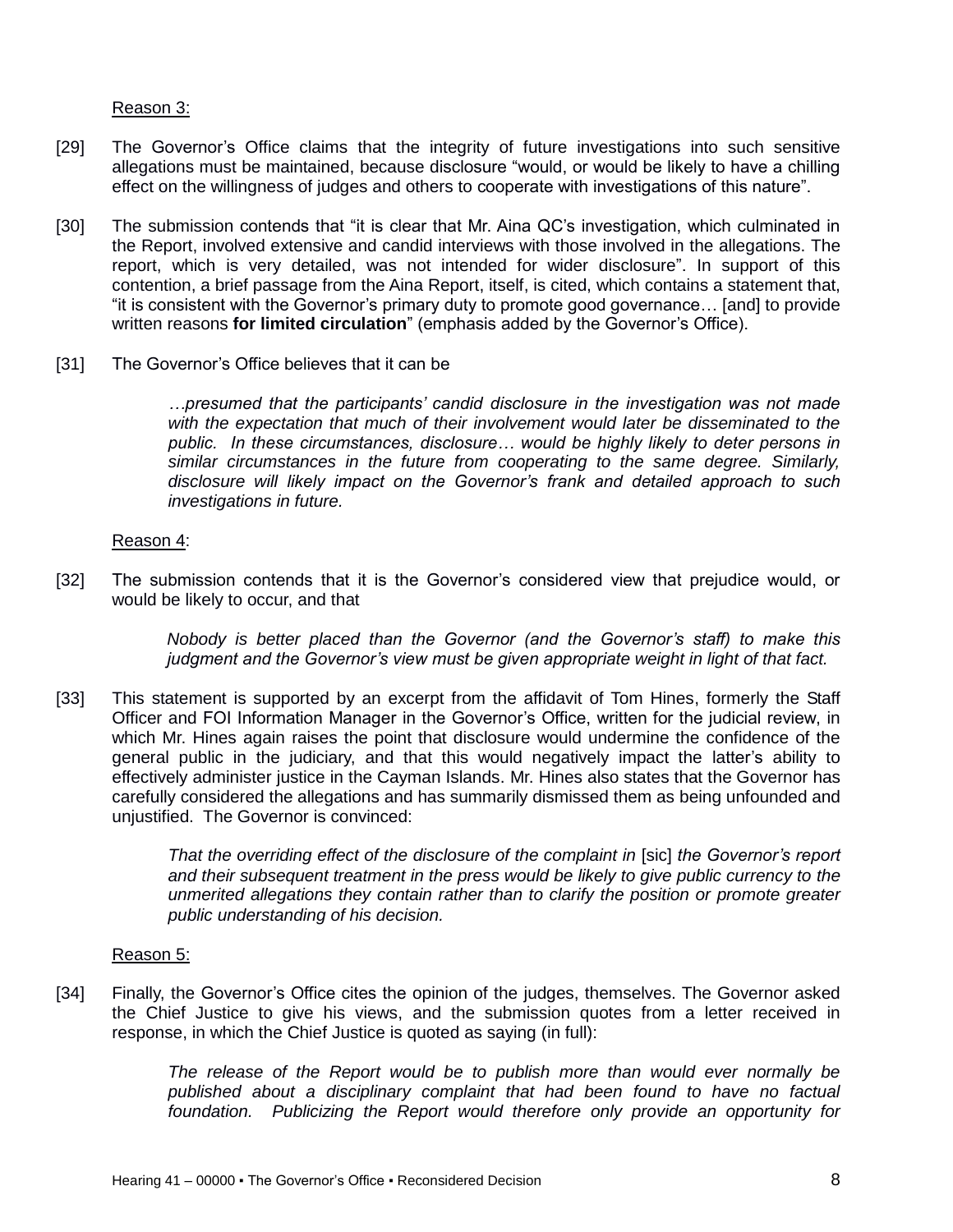Reason 3:

[29] The Governor's Office claims that the integrity of future investigations into such sensitive allegations must be maintained, because disclosure "would, or would be likely to have a chilling effect on the willingness of judges and others to cooperate with investigations of this nature".

[30] The submission contends that "it is clear that Mr. Aina QC's investigation, which culminated in the Report, involved extensive and candid interviews with those involved in the allegations. The report, which is very detailed, was not intended for wider disclosure". In support of this contention, a brief passage from the Aina Report, itself, is cited, which contains a statement that, "it is consistent with the Governor's primary duty to promote good governance… [and] to provide written reasons **for limited circulation**" (emphasis added by the Governor's Office).

[31] The Governor's Office believes that it can be

> *…presumed that the participants' candid disclosure in the investigation was not made with the expectation that much of their involvement would later be disseminated to the public. In these circumstances, disclosure… would be highly likely to deter persons in similar circumstances in the future from cooperating to the same degree. Similarly, disclosure will likely impact on the Governor's frank and detailed approach to such investigations in future.*

Reason 4:

[32] The submission contends that it is the Governor's considered view that prejudice would, or would be likely to occur, and that

> *Nobody is better placed than the Governor (and the Governor's staff) to make this judgment and the Governor's view must be given appropriate weight in light of that fact.*

[33] This statement is supported by an excerpt from the affidavit of Tom Hines, formerly the Staff Officer and FOI Information Manager in the Governor's Office, written for the judicial review, in which Mr. Hines again raises the point that disclosure would undermine the confidence of the general public in the judiciary, and that this would negatively impact the latter's ability to effectively administer justice in the Cayman Islands. Mr. Hines also states that the Governor has carefully considered the allegations and has summarily dismissed them as being unfounded and unjustified. The Governor is convinced:

> *That the overriding effect of the disclosure of the complaint in* [sic] *the Governor's report and their subsequent treatment in the press would be likely to give public currency to the unmerited allegations they contain rather than to clarify the position or promote greater public understanding of his decision.*

Reason 5:

[34] Finally, the Governor's Office cites the opinion of the judges, themselves. The Governor asked the Chief Justice to give his views, and the submission quotes from a letter received in response, in which the Chief Justice is quoted as saying (in full):

> *The release of the Report would be to publish more than would ever normally be published about a disciplinary complaint that had been found to have no factual foundation. Publicizing the Report would therefore only provide an opportunity for*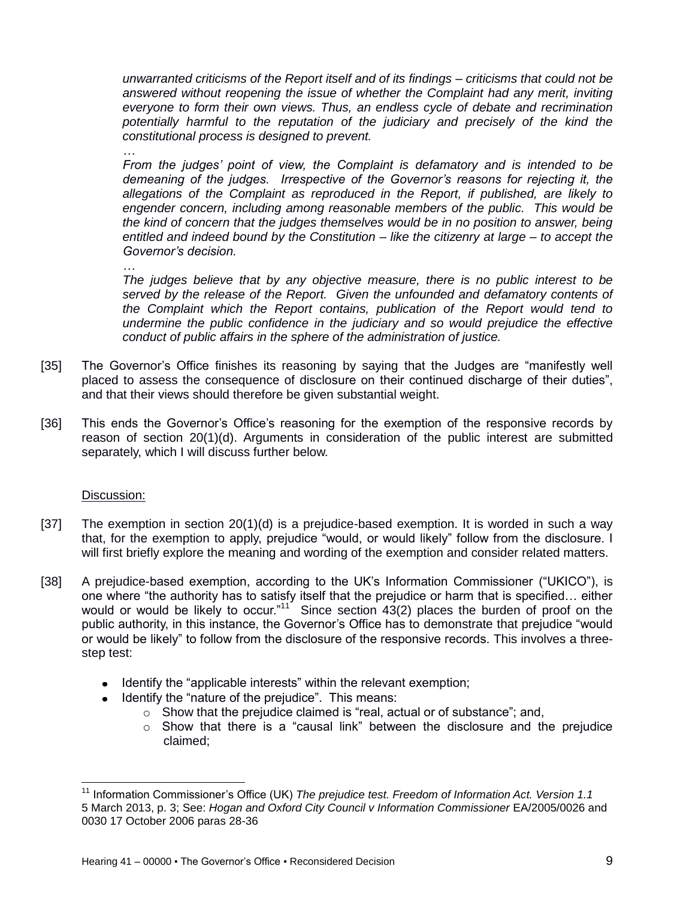*unwarranted criticisms of the Report itself and of its findings – criticisms that could not be answered without reopening the issue of whether the Complaint had any merit, inviting everyone to form their own views. Thus, an endless cycle of debate and recrimination potentially harmful to the reputation of the judiciary and precisely of the kind the constitutional process is designed to prevent.*

*…*

*From the judges' point of view, the Complaint is defamatory and is intended to be demeaning of the judges. Irrespective of the Governor's reasons for rejecting it, the allegations of the Complaint as reproduced in the Report, if published, are likely to engender concern, including among reasonable members of the public. This would be the kind of concern that the judges themselves would be in no position to answer, being entitled and indeed bound by the Constitution – like the citizenry at large – to accept the Governor's decision.*

*…*

*The judges believe that by any objective measure, there is no public interest to be served by the release of the Report. Given the unfounded and defamatory contents of the Complaint which the Report contains, publication of the Report would tend to undermine the public confidence in the judiciary and so would prejudice the effective conduct of public affairs in the sphere of the administration of justice.*

[35] The Governor's Office finishes its reasoning by saying that the Judges are "manifestly well placed to assess the consequence of disclosure on their continued discharge of their duties", and that their views should therefore be given substantial weight.

[36] This ends the Governor's Office's reasoning for the exemption of the responsive records by reason of section 20(1)(d). Arguments in consideration of the public interest are submitted separately, which I will discuss further below.

Discussion:

[37] The exemption in section 20(1)(d) is a prejudice-based exemption. It is worded in such a way that, for the exemption to apply, prejudice "would, or would likely" follow from the disclosure. I will first briefly explore the meaning and wording of the exemption and consider related matters.

[38] A prejudice-based exemption, according to the UK's Information Commissioner ("UKICO"), is one where "the authority has to satisfy itself that the prejudice or harm that is specified… either would or would be likely to occur."[11] Since section 43(2) places the burden of proof on the public authority, in this instance, the Governor's Office has to demonstrate that prejudice "would or would be likely" to follow from the disclosure of the responsive records. This involves a three-step test:

- Identify the "applicable interests" within the relevant exemption;
- Identify the "nature of the prejudice". This means:
  - Show that the prejudice claimed is "real, actual or of substance"; and,
  - Show that there is a "causal link" between the disclosure and the prejudice claimed;

[11] Information Commissioner's Office (UK) *The prejudice test. Freedom of Information Act. Version 1.1* 5 March 2013, p. 3; See: *Hogan and Oxford City Council v Information Commissioner* EA/2005/0026 and 0030 17 October 2006 paras 28-36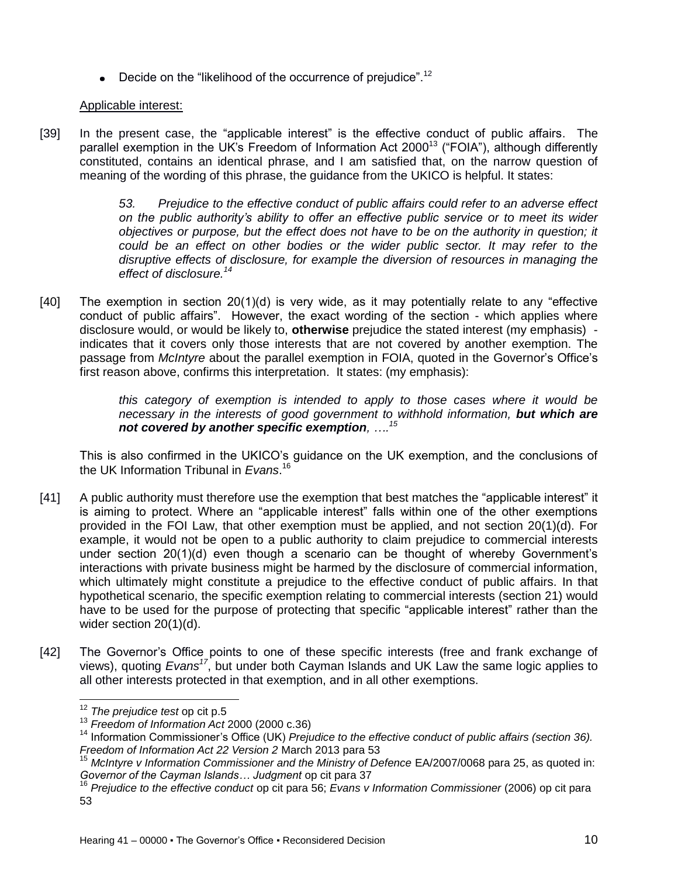- Decide on the "likelihood of the occurrence of prejudice".[12]

Applicable interest:

[39] In the present case, the "applicable interest" is the effective conduct of public affairs. The parallel exemption in the UK's Freedom of Information Act 2000[13] ("FOIA"), although differently constituted, contains an identical phrase, and I am satisfied that, on the narrow question of meaning of the wording of this phrase, the guidance from the UKICO is helpful. It states:

> *53. Prejudice to the effective conduct of public affairs could refer to an adverse effect on the public authority's ability to offer an effective public service or to meet its wider objectives or purpose, but the effect does not have to be on the authority in question; it could be an effect on other bodies or the wider public sector. It may refer to the disruptive effects of disclosure, for example the diversion of resources in managing the effect of disclosure.*[14]

[40] The exemption in section 20(1)(d) is very wide, as it may potentially relate to any "effective conduct of public affairs". However, the exact wording of the section - which applies where disclosure would, or would be likely to, **otherwise** prejudice the stated interest (my emphasis) - indicates that it covers only those interests that are not covered by another exemption. The passage from *McIntyre* about the parallel exemption in FOIA, quoted in the Governor's Office's first reason above, confirms this interpretation. It states: (my emphasis):

> *this category of exemption is intended to apply to those cases where it would be necessary in the interests of good government to withhold information, **but which are not covered by another specific exemption**, ….*[15]

This is also confirmed in the UKICO's guidance on the UK exemption, and the conclusions of the UK Information Tribunal in *Evans*.[16]

[41] A public authority must therefore use the exemption that best matches the "applicable interest" it is aiming to protect. Where an "applicable interest" falls within one of the other exemptions provided in the FOI Law, that other exemption must be applied, and not section 20(1)(d). For example, it would not be open to a public authority to claim prejudice to commercial interests under section 20(1)(d) even though a scenario can be thought of whereby Government's interactions with private business might be harmed by the disclosure of commercial information, which ultimately might constitute a prejudice to the effective conduct of public affairs. In that hypothetical scenario, the specific exemption relating to commercial interests (section 21) would have to be used for the purpose of protecting that specific "applicable interest" rather than the wider section 20(1)(d).

[42] The Governor's Office points to one of these specific interests (free and frank exchange of views), quoting *Evans*[17], but under both Cayman Islands and UK Law the same logic applies to all other interests protected in that exemption, and in all other exemptions.

---

[12] *The prejudice test* op cit p.5

[13] *Freedom of Information Act* 2000 (2000 c.36)

[14] Information Commissioner's Office (UK) *Prejudice to the effective conduct of public affairs (section 36). Freedom of Information Act 22 Version 2* March 2013 para 53

[15] *McIntyre v Information Commissioner and the Ministry of Defence* EA/2007/0068 para 25, as quoted in: *Governor of the Cayman Islands… Judgment* op cit para 37

[16] *Prejudice to the effective conduct* op cit para 56; *Evans v Information Commissioner* (2006) op cit para 53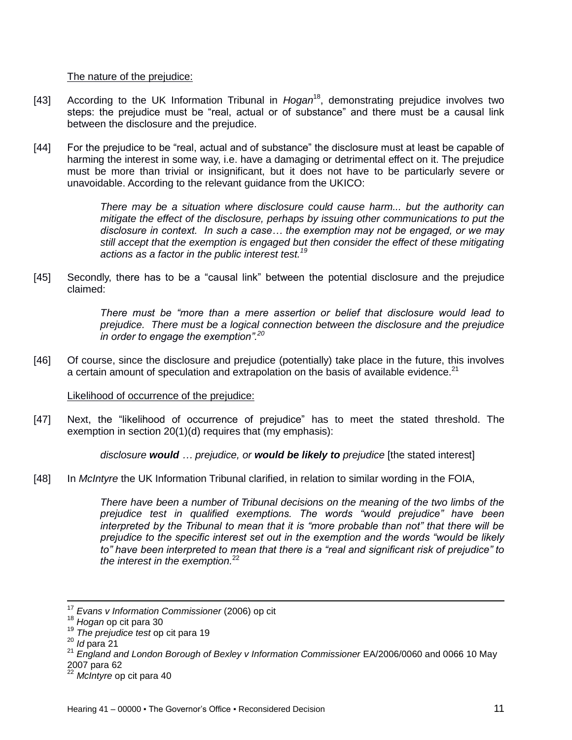The nature of the prejudice:

[43] According to the UK Information Tribunal in *Hogan*[18], demonstrating prejudice involves two steps: the prejudice must be "real, actual or of substance" and there must be a causal link between the disclosure and the prejudice.

[44] For the prejudice to be "real, actual and of substance" the disclosure must at least be capable of harming the interest in some way, i.e. have a damaging or detrimental effect on it. The prejudice must be more than trivial or insignificant, but it does not have to be particularly severe or unavoidable. According to the relevant guidance from the UKICO:

> *There may be a situation where disclosure could cause harm... but the authority can mitigate the effect of the disclosure, perhaps by issuing other communications to put the disclosure in context. In such a case… the exemption may not be engaged, or we may still accept that the exemption is engaged but then consider the effect of these mitigating actions as a factor in the public interest test.*[19]

[45] Secondly, there has to be a "causal link" between the potential disclosure and the prejudice claimed:

> *There must be "more than a mere assertion or belief that disclosure would lead to prejudice. There must be a logical connection between the disclosure and the prejudice in order to engage the exemption".*[20]

[46] Of course, since the disclosure and prejudice (potentially) take place in the future, this involves a certain amount of speculation and extrapolation on the basis of available evidence.[21]

Likelihood of occurrence of the prejudice:

[47] Next, the "likelihood of occurrence of prejudice" has to meet the stated threshold. The exemption in section 20(1)(d) requires that (my emphasis):

> *disclosure* ***would*** *… prejudice, or* ***would be likely to*** *prejudice* [the stated interest]

[48] In *McIntyre* the UK Information Tribunal clarified, in relation to similar wording in the FOIA,

> *There have been a number of Tribunal decisions on the meaning of the two limbs of the prejudice test in qualified exemptions. The words "would prejudice" have been interpreted by the Tribunal to mean that it is "more probable than not" that there will be prejudice to the specific interest set out in the exemption and the words "would be likely to" have been interpreted to mean that there is a "real and significant risk of prejudice" to the interest in the exemption.*[22]

---

[17] *Evans v Information Commissioner* (2006) op cit

[18] *Hogan* op cit para 30

[19] *The prejudice test* op cit para 19

[20] *Id* para 21

[21] *England and London Borough of Bexley v Information Commissioner* EA/2006/0060 and 0066 10 May 2007 para 62

[22] *McIntyre* op cit para 40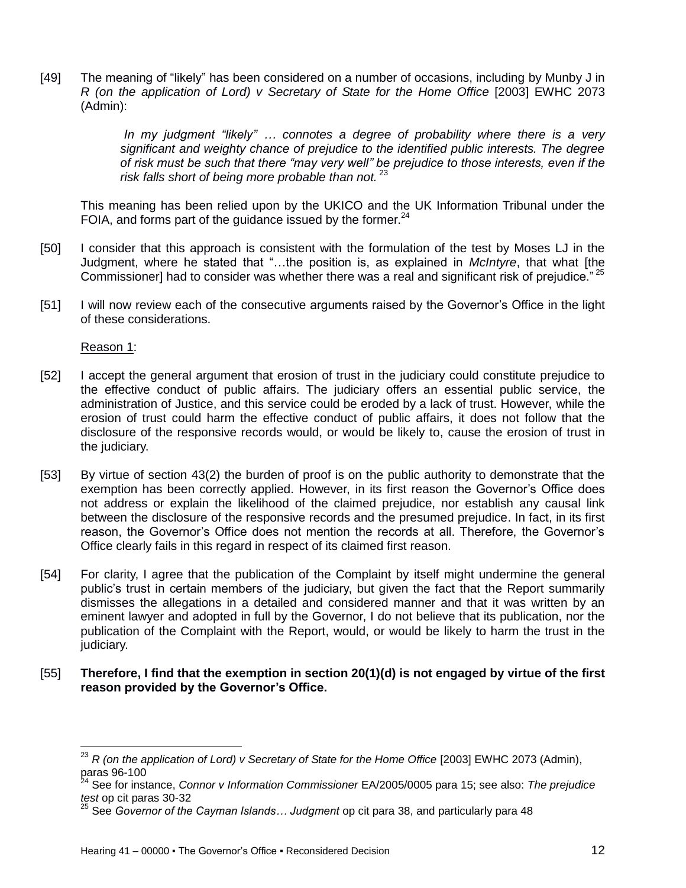[49] The meaning of "likely" has been considered on a number of occasions, including by Munby J in *R (on the application of Lord) v Secretary of State for the Home Office* [2003] EWHC 2073 (Admin):

> *In my judgment "likely" … connotes a degree of probability where there is a very significant and weighty chance of prejudice to the identified public interests. The degree of risk must be such that there "may very well" be prejudice to those interests, even if the risk falls short of being more probable than not.* [23]

This meaning has been relied upon by the UKICO and the UK Information Tribunal under the FOIA, and forms part of the guidance issued by the former.[24]

[50] I consider that this approach is consistent with the formulation of the test by Moses LJ in the Judgment, where he stated that "…the position is, as explained in *McIntyre*, that what [the Commissioner] had to consider was whether there was a real and significant risk of prejudice." [25]

[51] I will now review each of the consecutive arguments raised by the Governor's Office in the light of these considerations.

Reason 1:

[52] I accept the general argument that erosion of trust in the judiciary could constitute prejudice to the effective conduct of public affairs. The judiciary offers an essential public service, the administration of Justice, and this service could be eroded by a lack of trust. However, while the erosion of trust could harm the effective conduct of public affairs, it does not follow that the disclosure of the responsive records would, or would be likely to, cause the erosion of trust in the judiciary.

[53] By virtue of section 43(2) the burden of proof is on the public authority to demonstrate that the exemption has been correctly applied. However, in its first reason the Governor's Office does not address or explain the likelihood of the claimed prejudice, nor establish any causal link between the disclosure of the responsive records and the presumed prejudice. In fact, in its first reason, the Governor's Office does not mention the records at all. Therefore, the Governor's Office clearly fails in this regard in respect of its claimed first reason.

[54] For clarity, I agree that the publication of the Complaint by itself might undermine the general public's trust in certain members of the judiciary, but given the fact that the Report summarily dismisses the allegations in a detailed and considered manner and that it was written by an eminent lawyer and adopted in full by the Governor, I do not believe that its publication, nor the publication of the Complaint with the Report, would, or would be likely to harm the trust in the judiciary.

[55] **Therefore, I find that the exemption in section 20(1)(d) is not engaged by virtue of the first reason provided by the Governor's Office.**

---

[23] *R (on the application of Lord) v Secretary of State for the Home Office* [2003] EWHC 2073 (Admin), paras 96-100

[24] See for instance, *Connor v Information Commissioner* EA/2005/0005 para 15; see also: *The prejudice test* op cit paras 30-32

[25] See *Governor of the Cayman Islands… Judgment* op cit para 38, and particularly para 48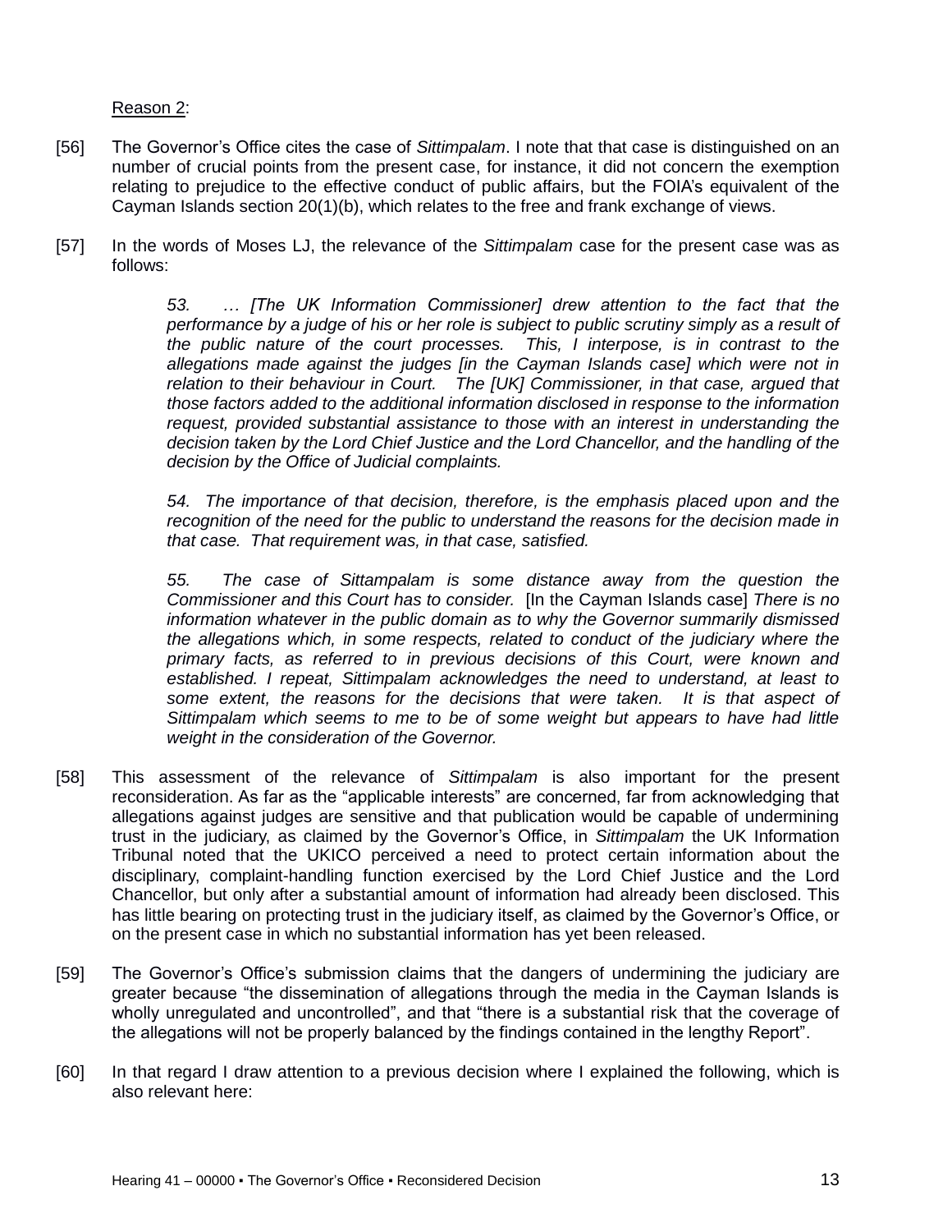Reason 2:

[56] The Governor's Office cites the case of *Sittimpalam*. I note that that case is distinguished on an number of crucial points from the present case, for instance, it did not concern the exemption relating to prejudice to the effective conduct of public affairs, but the FOIA's equivalent of the Cayman Islands section 20(1)(b), which relates to the free and frank exchange of views.

[57] In the words of Moses LJ, the relevance of the *Sittimpalam* case for the present case was as follows:

> *53. … [The UK Information Commissioner] drew attention to the fact that the performance by a judge of his or her role is subject to public scrutiny simply as a result of the public nature of the court processes. This, I interpose, is in contrast to the allegations made against the judges [in the Cayman Islands case] which were not in relation to their behaviour in Court. The [UK] Commissioner, in that case, argued that those factors added to the additional information disclosed in response to the information request, provided substantial assistance to those with an interest in understanding the decision taken by the Lord Chief Justice and the Lord Chancellor, and the handling of the decision by the Office of Judicial complaints.*
>
> *54. The importance of that decision, therefore, is the emphasis placed upon and the recognition of the need for the public to understand the reasons for the decision made in that case. That requirement was, in that case, satisfied.*
>
> *55. The case of Sittampalam is some distance away from the question the Commissioner and this Court has to consider.* [In the Cayman Islands case] *There is no information whatever in the public domain as to why the Governor summarily dismissed the allegations which, in some respects, related to conduct of the judiciary where the primary facts, as referred to in previous decisions of this Court, were known and established. I repeat, Sittimpalam acknowledges the need to understand, at least to some extent, the reasons for the decisions that were taken. It is that aspect of Sittimpalam which seems to me to be of some weight but appears to have had little weight in the consideration of the Governor.*

[58] This assessment of the relevance of *Sittimpalam* is also important for the present reconsideration. As far as the "applicable interests" are concerned, far from acknowledging that allegations against judges are sensitive and that publication would be capable of undermining trust in the judiciary, as claimed by the Governor's Office, in *Sittimpalam* the UK Information Tribunal noted that the UKICO perceived a need to protect certain information about the disciplinary, complaint-handling function exercised by the Lord Chief Justice and the Lord Chancellor, but only after a substantial amount of information had already been disclosed. This has little bearing on protecting trust in the judiciary itself, as claimed by the Governor's Office, or on the present case in which no substantial information has yet been released.

[59] The Governor's Office's submission claims that the dangers of undermining the judiciary are greater because "the dissemination of allegations through the media in the Cayman Islands is wholly unregulated and uncontrolled", and that "there is a substantial risk that the coverage of the allegations will not be properly balanced by the findings contained in the lengthy Report".

[60] In that regard I draw attention to a previous decision where I explained the following, which is also relevant here: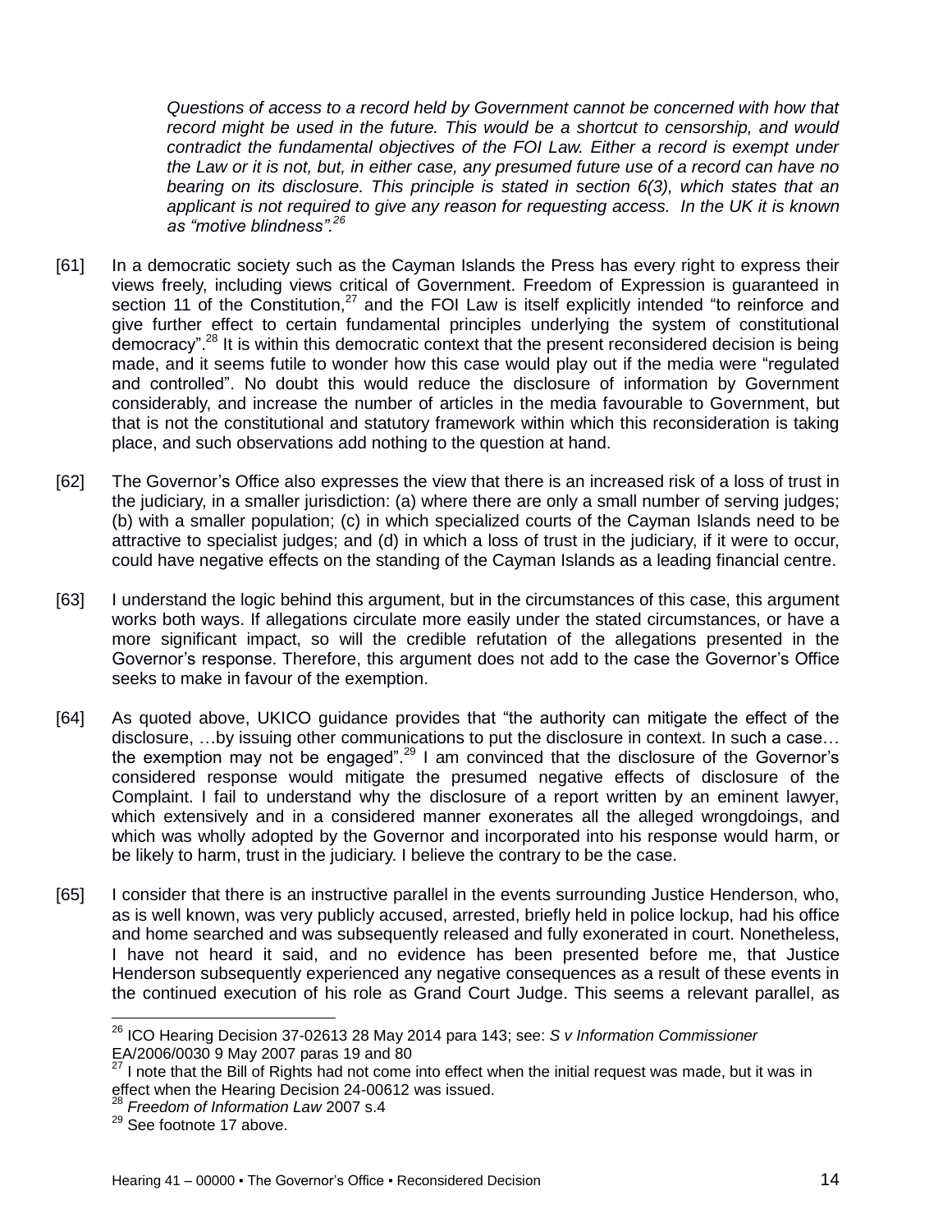> *Questions of access to a record held by Government cannot be concerned with how that record might be used in the future. This would be a shortcut to censorship, and would contradict the fundamental objectives of the FOI Law. Either a record is exempt under the Law or it is not, but, in either case, any presumed future use of a record can have no bearing on its disclosure. This principle is stated in section 6(3), which states that an applicant is not required to give any reason for requesting access. In the UK it is known as "motive blindness".*[26]

[61] In a democratic society such as the Cayman Islands the Press has every right to express their views freely, including views critical of Government. Freedom of Expression is guaranteed in section 11 of the Constitution,[27] and the FOI Law is itself explicitly intended "to reinforce and give further effect to certain fundamental principles underlying the system of constitutional democracy".[28] It is within this democratic context that the present reconsidered decision is being made, and it seems futile to wonder how this case would play out if the media were "regulated and controlled". No doubt this would reduce the disclosure of information by Government considerably, and increase the number of articles in the media favourable to Government, but that is not the constitutional and statutory framework within which this reconsideration is taking place, and such observations add nothing to the question at hand.

[62] The Governor's Office also expresses the view that there is an increased risk of a loss of trust in the judiciary, in a smaller jurisdiction: (a) where there are only a small number of serving judges; (b) with a smaller population; (c) in which specialized courts of the Cayman Islands need to be attractive to specialist judges; and (d) in which a loss of trust in the judiciary, if it were to occur, could have negative effects on the standing of the Cayman Islands as a leading financial centre.

[63] I understand the logic behind this argument, but in the circumstances of this case, this argument works both ways. If allegations circulate more easily under the stated circumstances, or have a more significant impact, so will the credible refutation of the allegations presented in the Governor's response. Therefore, this argument does not add to the case the Governor's Office seeks to make in favour of the exemption.

[64] As quoted above, UKICO guidance provides that "the authority can mitigate the effect of the disclosure, …by issuing other communications to put the disclosure in context. In such a case… the exemption may not be engaged".[29] I am convinced that the disclosure of the Governor's considered response would mitigate the presumed negative effects of disclosure of the Complaint. I fail to understand why the disclosure of a report written by an eminent lawyer, which extensively and in a considered manner exonerates all the alleged wrongdoings, and which was wholly adopted by the Governor and incorporated into his response would harm, or be likely to harm, trust in the judiciary. I believe the contrary to be the case.

[65] I consider that there is an instructive parallel in the events surrounding Justice Henderson, who, as is well known, was very publicly accused, arrested, briefly held in police lockup, had his office and home searched and was subsequently released and fully exonerated in court. Nonetheless, I have not heard it said, and no evidence has been presented before me, that Justice Henderson subsequently experienced any negative consequences as a result of these events in the continued execution of his role as Grand Court Judge. This seems a relevant parallel, as

---

[26] ICO Hearing Decision 37-02613 28 May 2014 para 143; see: *S v Information Commissioner* EA/2006/0030 9 May 2007 paras 19 and 80

[27] I note that the Bill of Rights had not come into effect when the initial request was made, but it was in effect when the Hearing Decision 24-00612 was issued.

[28] *Freedom of Information Law* 2007 s.4

[29] See footnote 17 above.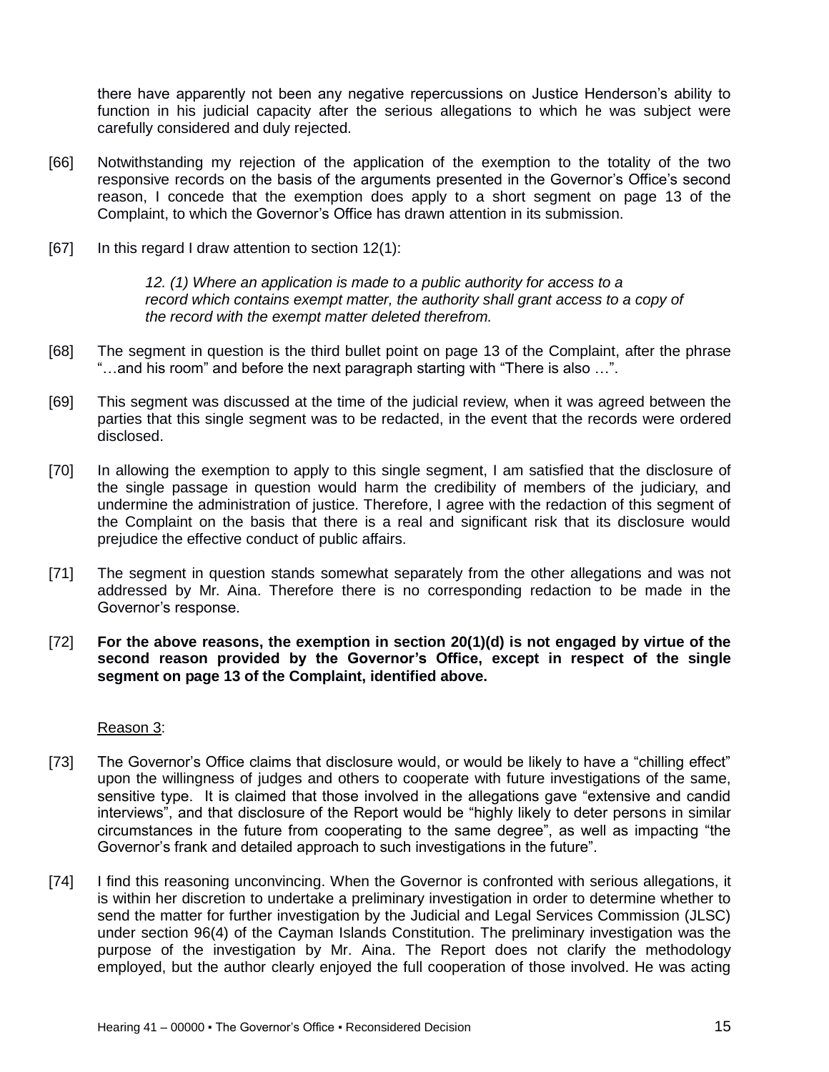there have apparently not been any negative repercussions on Justice Henderson's ability to function in his judicial capacity after the serious allegations to which he was subject were carefully considered and duly rejected.

[66] Notwithstanding my rejection of the application of the exemption to the totality of the two responsive records on the basis of the arguments presented in the Governor's Office's second reason, I concede that the exemption does apply to a short segment on page 13 of the Complaint, to which the Governor's Office has drawn attention in its submission.

[67] In this regard I draw attention to section 12(1):

> *12. (1) Where an application is made to a public authority for access to a record which contains exempt matter, the authority shall grant access to a copy of the record with the exempt matter deleted therefrom.*

[68] The segment in question is the third bullet point on page 13 of the Complaint, after the phrase "…and his room" and before the next paragraph starting with "There is also …".

[69] This segment was discussed at the time of the judicial review, when it was agreed between the parties that this single segment was to be redacted, in the event that the records were ordered disclosed.

[70] In allowing the exemption to apply to this single segment, I am satisfied that the disclosure of the single passage in question would harm the credibility of members of the judiciary, and undermine the administration of justice. Therefore, I agree with the redaction of this segment of the Complaint on the basis that there is a real and significant risk that its disclosure would prejudice the effective conduct of public affairs.

[71] The segment in question stands somewhat separately from the other allegations and was not addressed by Mr. Aina. Therefore there is no corresponding redaction to be made in the Governor's response.

[72] **For the above reasons, the exemption in section 20(1)(d) is not engaged by virtue of the second reason provided by the Governor's Office, except in respect of the single segment on page 13 of the Complaint, identified above.**

<u>Reason 3</u>:

[73] The Governor's Office claims that disclosure would, or would be likely to have a "chilling effect" upon the willingness of judges and others to cooperate with future investigations of the same, sensitive type. It is claimed that those involved in the allegations gave "extensive and candid interviews", and that disclosure of the Report would be "highly likely to deter persons in similar circumstances in the future from cooperating to the same degree", as well as impacting "the Governor's frank and detailed approach to such investigations in the future".

[74] I find this reasoning unconvincing. When the Governor is confronted with serious allegations, it is within her discretion to undertake a preliminary investigation in order to determine whether to send the matter for further investigation by the Judicial and Legal Services Commission (JLSC) under section 96(4) of the Cayman Islands Constitution. The preliminary investigation was the purpose of the investigation by Mr. Aina. The Report does not clarify the methodology employed, but the author clearly enjoyed the full cooperation of those involved. He was acting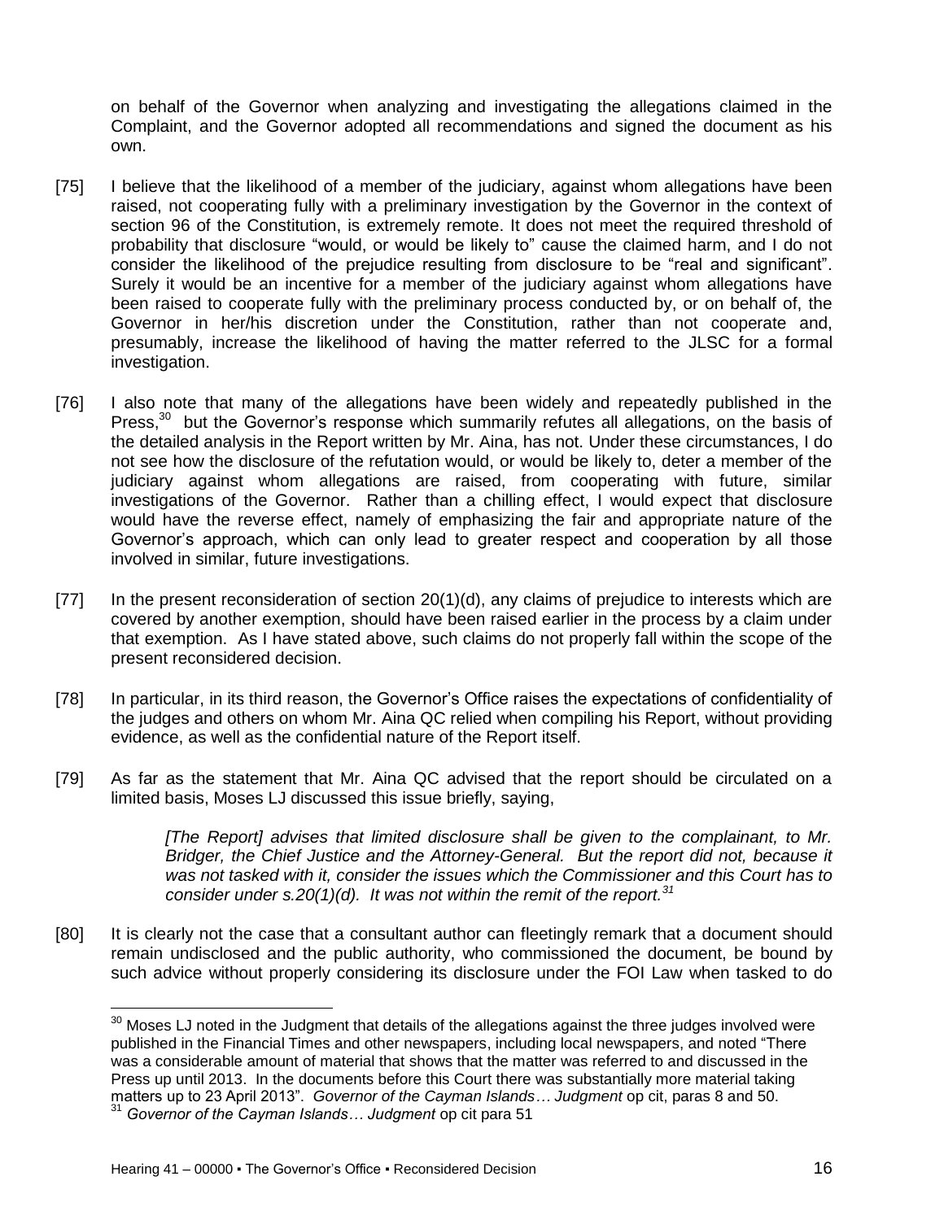on behalf of the Governor when analyzing and investigating the allegations claimed in the Complaint, and the Governor adopted all recommendations and signed the document as his own.

[75] I believe that the likelihood of a member of the judiciary, against whom allegations have been raised, not cooperating fully with a preliminary investigation by the Governor in the context of section 96 of the Constitution, is extremely remote. It does not meet the required threshold of probability that disclosure "would, or would be likely to" cause the claimed harm, and I do not consider the likelihood of the prejudice resulting from disclosure to be "real and significant". Surely it would be an incentive for a member of the judiciary against whom allegations have been raised to cooperate fully with the preliminary process conducted by, or on behalf of, the Governor in her/his discretion under the Constitution, rather than not cooperate and, presumably, increase the likelihood of having the matter referred to the JLSC for a formal investigation.

[76] I also note that many of the allegations have been widely and repeatedly published in the Press,[30] but the Governor's response which summarily refutes all allegations, on the basis of the detailed analysis in the Report written by Mr. Aina, has not. Under these circumstances, I do not see how the disclosure of the refutation would, or would be likely to, deter a member of the judiciary against whom allegations are raised, from cooperating with future, similar investigations of the Governor. Rather than a chilling effect, I would expect that disclosure would have the reverse effect, namely of emphasizing the fair and appropriate nature of the Governor's approach, which can only lead to greater respect and cooperation by all those involved in similar, future investigations.

[77] In the present reconsideration of section 20(1)(d), any claims of prejudice to interests which are covered by another exemption, should have been raised earlier in the process by a claim under that exemption. As I have stated above, such claims do not properly fall within the scope of the present reconsidered decision.

[78] In particular, in its third reason, the Governor's Office raises the expectations of confidentiality of the judges and others on whom Mr. Aina QC relied when compiling his Report, without providing evidence, as well as the confidential nature of the Report itself.

[79] As far as the statement that Mr. Aina QC advised that the report should be circulated on a limited basis, Moses LJ discussed this issue briefly, saying,

> *[The Report] advises that limited disclosure shall be given to the complainant, to Mr. Bridger, the Chief Justice and the Attorney-General. But the report did not, because it was not tasked with it, consider the issues which the Commissioner and this Court has to consider under s.20(1)(d). It was not within the remit of the report.*[31]

[80] It is clearly not the case that a consultant author can fleetingly remark that a document should remain undisclosed and the public authority, who commissioned the document, be bound by such advice without properly considering its disclosure under the FOI Law when tasked to do

---

[30] Moses LJ noted in the Judgment that details of the allegations against the three judges involved were published in the Financial Times and other newspapers, including local newspapers, and noted "There was a considerable amount of material that shows that the matter was referred to and discussed in the Press up until 2013. In the documents before this Court there was substantially more material taking matters up to 23 April 2013". *Governor of the Cayman Islands… Judgment* op cit, paras 8 and 50.

[31] *Governor of the Cayman Islands… Judgment* op cit para 51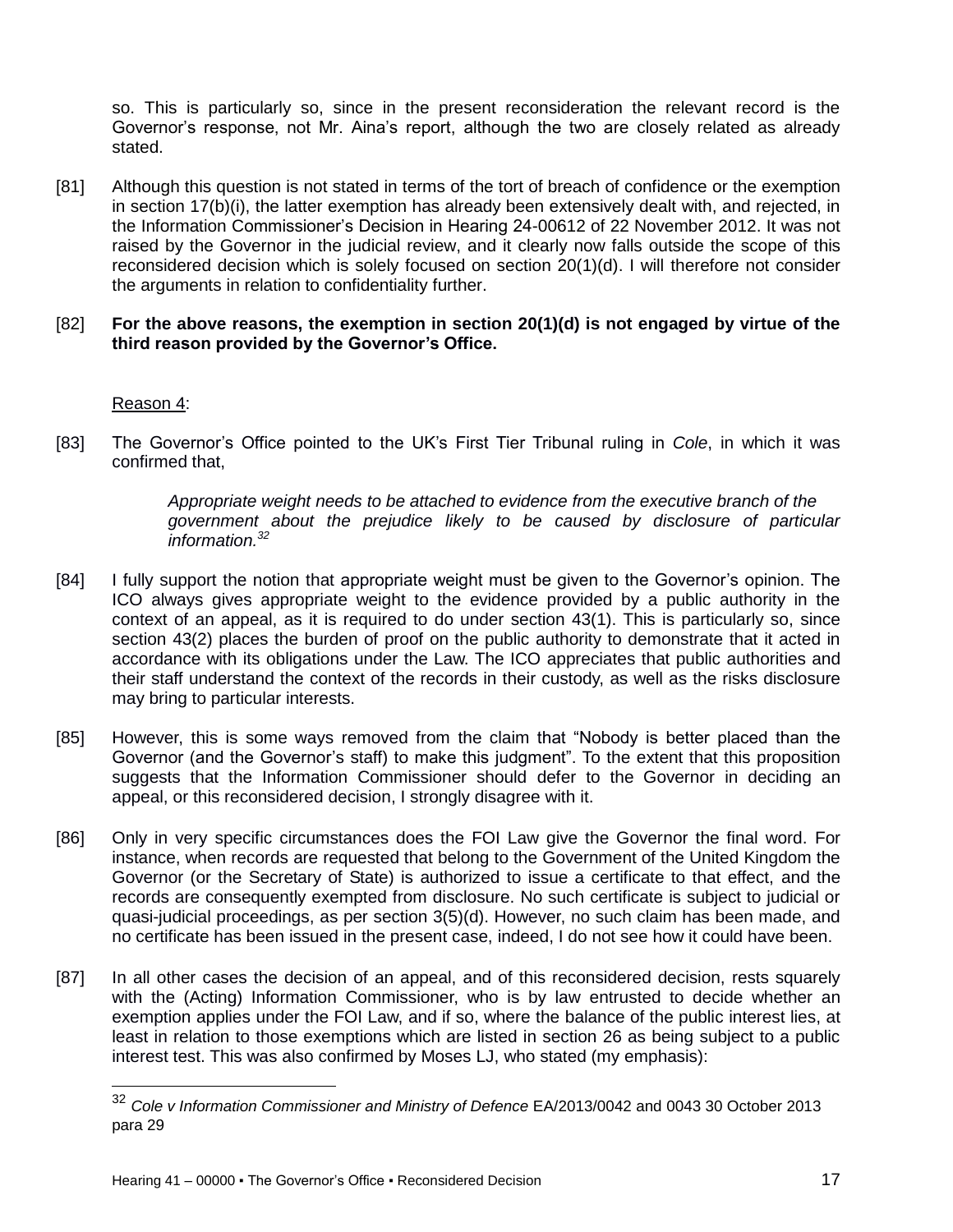so. This is particularly so, since in the present reconsideration the relevant record is the Governor's response, not Mr. Aina's report, although the two are closely related as already stated.

[81] Although this question is not stated in terms of the tort of breach of confidence or the exemption in section 17(b)(i), the latter exemption has already been extensively dealt with, and rejected, in the Information Commissioner's Decision in Hearing 24-00612 of 22 November 2012. It was not raised by the Governor in the judicial review, and it clearly now falls outside the scope of this reconsidered decision which is solely focused on section 20(1)(d). I will therefore not consider the arguments in relation to confidentiality further.

[82] **For the above reasons, the exemption in section 20(1)(d) is not engaged by virtue of the third reason provided by the Governor's Office.**

Reason 4:

[83] The Governor's Office pointed to the UK's First Tier Tribunal ruling in *Cole*, in which it was confirmed that,

> *Appropriate weight needs to be attached to evidence from the executive branch of the government about the prejudice likely to be caused by disclosure of particular information.*[32]

[84] I fully support the notion that appropriate weight must be given to the Governor's opinion. The ICO always gives appropriate weight to the evidence provided by a public authority in the context of an appeal, as it is required to do under section 43(1). This is particularly so, since section 43(2) places the burden of proof on the public authority to demonstrate that it acted in accordance with its obligations under the Law. The ICO appreciates that public authorities and their staff understand the context of the records in their custody, as well as the risks disclosure may bring to particular interests.

[85] However, this is some ways removed from the claim that "Nobody is better placed than the Governor (and the Governor's staff) to make this judgment". To the extent that this proposition suggests that the Information Commissioner should defer to the Governor in deciding an appeal, or this reconsidered decision, I strongly disagree with it.

[86] Only in very specific circumstances does the FOI Law give the Governor the final word. For instance, when records are requested that belong to the Government of the United Kingdom the Governor (or the Secretary of State) is authorized to issue a certificate to that effect, and the records are consequently exempted from disclosure. No such certificate is subject to judicial or quasi-judicial proceedings, as per section 3(5)(d). However, no such claim has been made, and no certificate has been issued in the present case, indeed, I do not see how it could have been.

[87] In all other cases the decision of an appeal, and of this reconsidered decision, rests squarely with the (Acting) Information Commissioner, who is by law entrusted to decide whether an exemption applies under the FOI Law, and if so, where the balance of the public interest lies, at least in relation to those exemptions which are listed in section 26 as being subject to a public interest test. This was also confirmed by Moses LJ, who stated (my emphasis):

---

[32] *Cole v Information Commissioner and Ministry of Defence* EA/2013/0042 and 0043 30 October 2013 para 29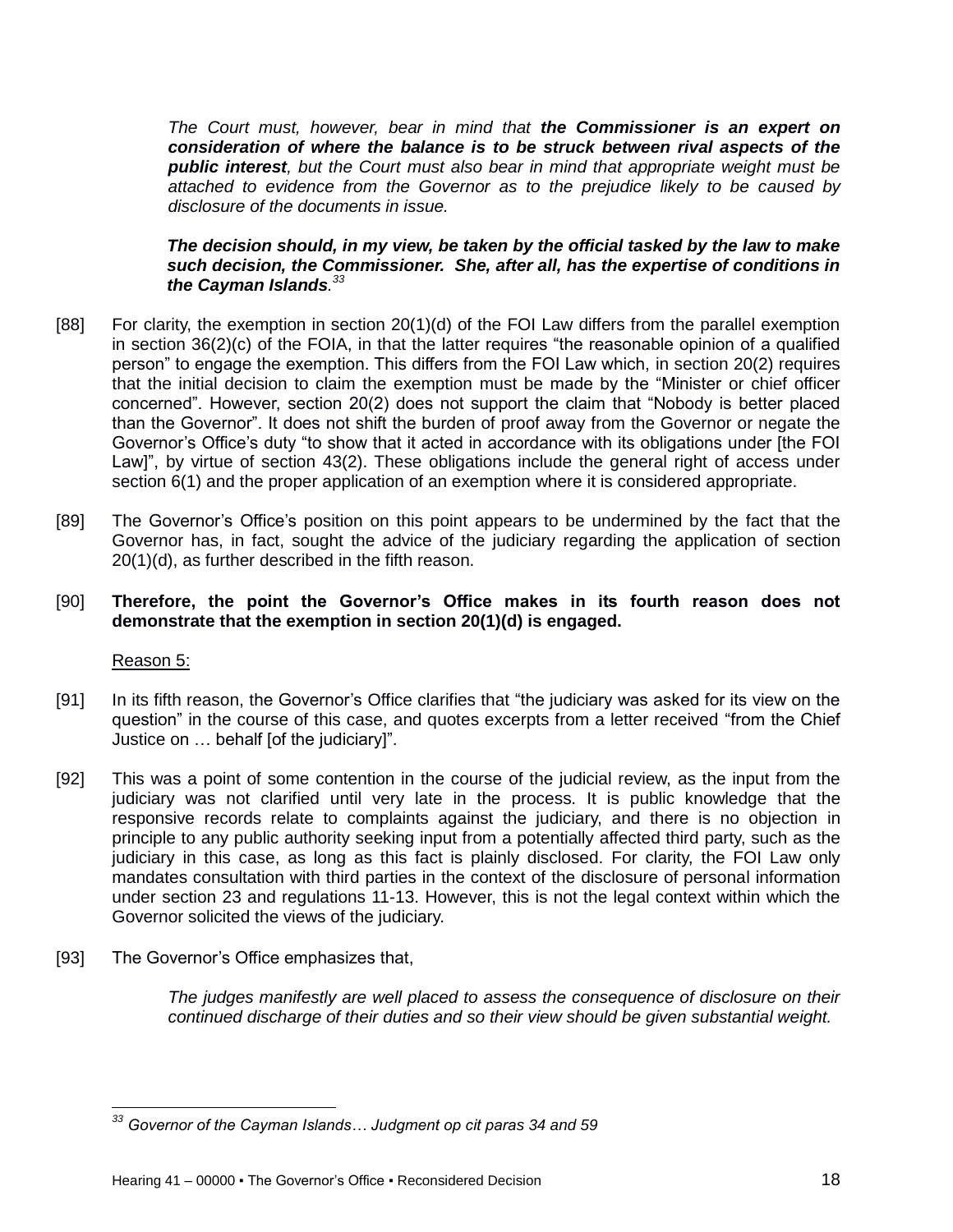> *The Court must, however, bear in mind that **the Commissioner is an expert on consideration of where the balance is to be struck between rival aspects of the public interest**, but the Court must also bear in mind that appropriate weight must be attached to evidence from the Governor as to the prejudice likely to be caused by disclosure of the documents in issue.*
>
> ***The decision should, in my view, be taken by the official tasked by the law to make such decision, the Commissioner. She, after all, has the expertise of conditions in the Cayman Islands**.*[33]

[88] For clarity, the exemption in section 20(1)(d) of the FOI Law differs from the parallel exemption in section 36(2)(c) of the FOIA, in that the latter requires "the reasonable opinion of a qualified person" to engage the exemption. This differs from the FOI Law which, in section 20(2) requires that the initial decision to claim the exemption must be made by the "Minister or chief officer concerned". However, section 20(2) does not support the claim that "Nobody is better placed than the Governor". It does not shift the burden of proof away from the Governor or negate the Governor's Office's duty "to show that it acted in accordance with its obligations under [the FOI Law]", by virtue of section 43(2). These obligations include the general right of access under section 6(1) and the proper application of an exemption where it is considered appropriate.

[89] The Governor's Office's position on this point appears to be undermined by the fact that the Governor has, in fact, sought the advice of the judiciary regarding the application of section 20(1)(d), as further described in the fifth reason.

[90] **Therefore, the point the Governor's Office makes in its fourth reason does not demonstrate that the exemption in section 20(1)(d) is engaged.**

Reason 5:

[91] In its fifth reason, the Governor's Office clarifies that "the judiciary was asked for its view on the question" in the course of this case, and quotes excerpts from a letter received "from the Chief Justice on … behalf [of the judiciary]".

[92] This was a point of some contention in the course of the judicial review, as the input from the judiciary was not clarified until very late in the process. It is public knowledge that the responsive records relate to complaints against the judiciary, and there is no objection in principle to any public authority seeking input from a potentially affected third party, such as the judiciary in this case, as long as this fact is plainly disclosed. For clarity, the FOI Law only mandates consultation with third parties in the context of the disclosure of personal information under section 23 and regulations 11-13. However, this is not the legal context within which the Governor solicited the views of the judiciary.

[93] The Governor's Office emphasizes that,

> *The judges manifestly are well placed to assess the consequence of disclosure on their continued discharge of their duties and so their view should be given substantial weight.*

---

[33] *Governor of the Cayman Islands… Judgment op cit paras 34 and 59*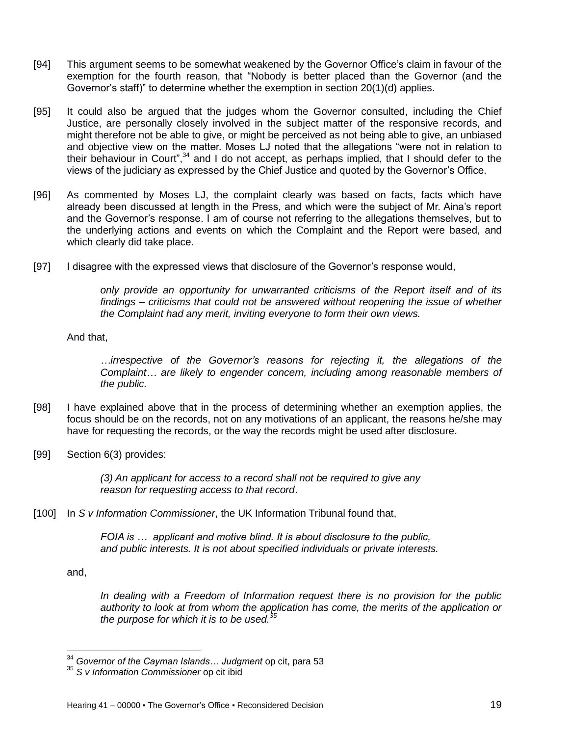[94] This argument seems to be somewhat weakened by the Governor Office's claim in favour of the exemption for the fourth reason, that "Nobody is better placed than the Governor (and the Governor's staff)" to determine whether the exemption in section 20(1)(d) applies.

[95] It could also be argued that the judges whom the Governor consulted, including the Chief Justice, are personally closely involved in the subject matter of the responsive records, and might therefore not be able to give, or might be perceived as not being able to give, an unbiased and objective view on the matter. Moses LJ noted that the allegations "were not in relation to their behaviour in Court",[34] and I do not accept, as perhaps implied, that I should defer to the views of the judiciary as expressed by the Chief Justice and quoted by the Governor's Office.

[96] As commented by Moses LJ, the complaint clearly <u>was</u> based on facts, facts which have already been discussed at length in the Press, and which were the subject of Mr. Aina's report and the Governor's response. I am of course not referring to the allegations themselves, but to the underlying actions and events on which the Complaint and the Report were based, and which clearly did take place.

[97] I disagree with the expressed views that disclosure of the Governor's response would,

> *only provide an opportunity for unwarranted criticisms of the Report itself and of its findings – criticisms that could not be answered without reopening the issue of whether the Complaint had any merit, inviting everyone to form their own views.*

And that,

> *…irrespective of the Governor's reasons for rejecting it, the allegations of the Complaint… are likely to engender concern, including among reasonable members of the public.*

[98] I have explained above that in the process of determining whether an exemption applies, the focus should be on the records, not on any motivations of an applicant, the reasons he/she may have for requesting the records, or the way the records might be used after disclosure.

[99] Section 6(3) provides:

> *(3) An applicant for access to a record shall not be required to give any reason for requesting access to that record*.

[100] In *S v Information Commissioner*, the UK Information Tribunal found that,

> *FOIA is … applicant and motive blind. It is about disclosure to the public, and public interests. It is not about specified individuals or private interests.*

and,

> *In dealing with a Freedom of Information request there is no provision for the public authority to look at from whom the application has come, the merits of the application or the purpose for which it is to be used.*[35]

---

[34] *Governor of the Cayman Islands… Judgment* op cit, para 53

[35] *S v Information Commissioner* op cit ibid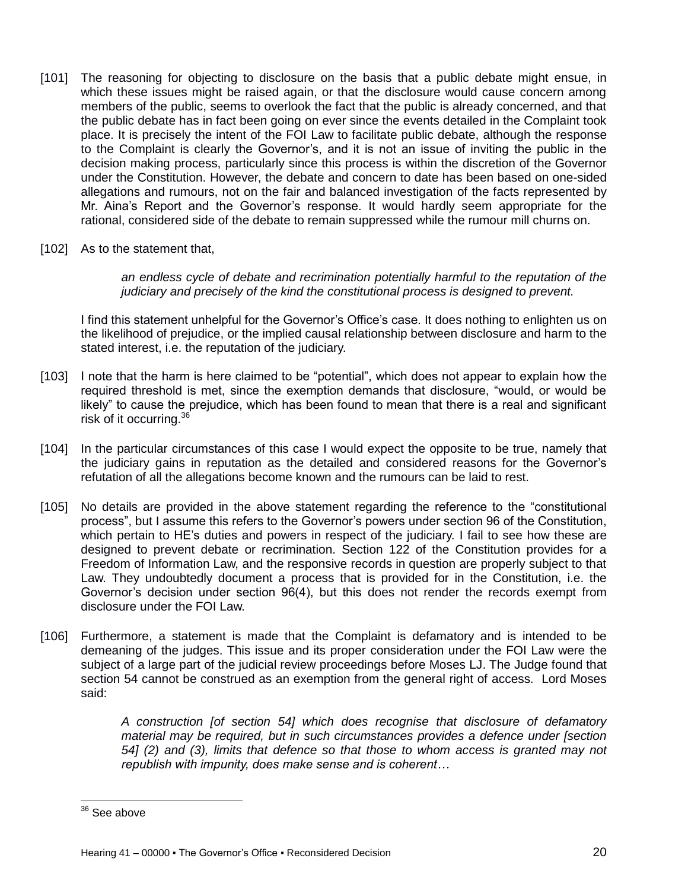[101] The reasoning for objecting to disclosure on the basis that a public debate might ensue, in which these issues might be raised again, or that the disclosure would cause concern among members of the public, seems to overlook the fact that the public is already concerned, and that the public debate has in fact been going on ever since the events detailed in the Complaint took place. It is precisely the intent of the FOI Law to facilitate public debate, although the response to the Complaint is clearly the Governor's, and it is not an issue of inviting the public in the decision making process, particularly since this process is within the discretion of the Governor under the Constitution. However, the debate and concern to date has been based on one-sided allegations and rumours, not on the fair and balanced investigation of the facts represented by Mr. Aina's Report and the Governor's response. It would hardly seem appropriate for the rational, considered side of the debate to remain suppressed while the rumour mill churns on.

[102] As to the statement that,

> *an endless cycle of debate and recrimination potentially harmful to the reputation of the judiciary and precisely of the kind the constitutional process is designed to prevent.*

I find this statement unhelpful for the Governor's Office's case. It does nothing to enlighten us on the likelihood of prejudice, or the implied causal relationship between disclosure and harm to the stated interest, i.e. the reputation of the judiciary.

[103] I note that the harm is here claimed to be "potential", which does not appear to explain how the required threshold is met, since the exemption demands that disclosure, "would, or would be likely" to cause the prejudice, which has been found to mean that there is a real and significant risk of it occurring.[36]

[104] In the particular circumstances of this case I would expect the opposite to be true, namely that the judiciary gains in reputation as the detailed and considered reasons for the Governor's refutation of all the allegations become known and the rumours can be laid to rest.

[105] No details are provided in the above statement regarding the reference to the "constitutional process", but I assume this refers to the Governor's powers under section 96 of the Constitution, which pertain to HE's duties and powers in respect of the judiciary. I fail to see how these are designed to prevent debate or recrimination. Section 122 of the Constitution provides for a Freedom of Information Law, and the responsive records in question are properly subject to that Law. They undoubtedly document a process that is provided for in the Constitution, i.e. the Governor's decision under section 96(4), but this does not render the records exempt from disclosure under the FOI Law.

[106] Furthermore, a statement is made that the Complaint is defamatory and is intended to be demeaning of the judges. This issue and its proper consideration under the FOI Law were the subject of a large part of the judicial review proceedings before Moses LJ. The Judge found that section 54 cannot be construed as an exemption from the general right of access. Lord Moses said:

> *A construction [of section 54] which does recognise that disclosure of defamatory material may be required, but in such circumstances provides a defence under [section 54] (2) and (3), limits that defence so that those to whom access is granted may not republish with impunity, does make sense and is coherent…*

---

[36] See above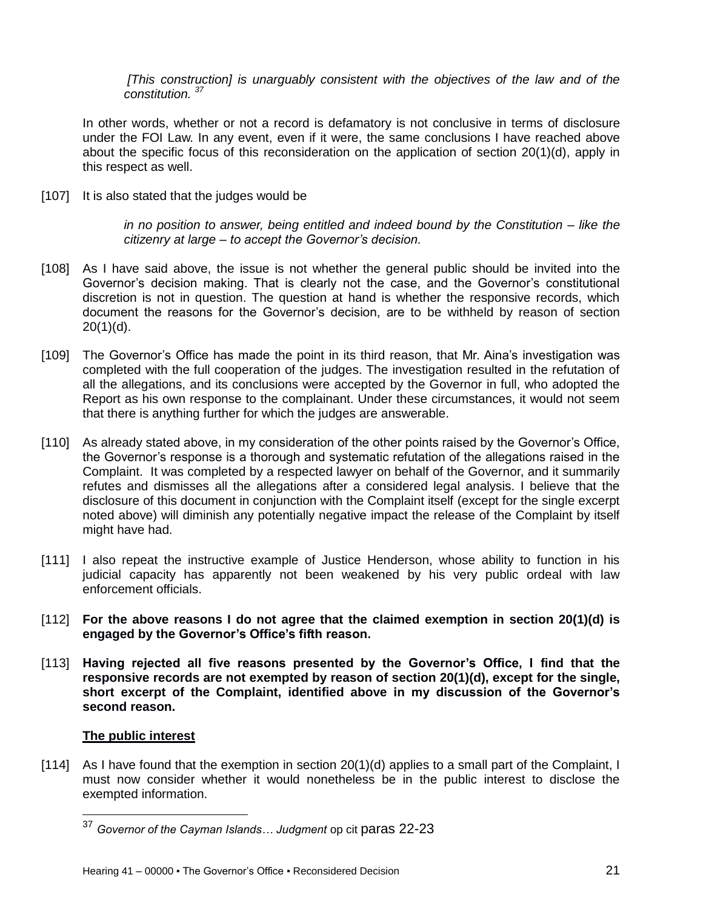> *[This construction] is unarguably consistent with the objectives of the law and of the constitution.* [37]

In other words, whether or not a record is defamatory is not conclusive in terms of disclosure under the FOI Law. In any event, even if it were, the same conclusions I have reached above about the specific focus of this reconsideration on the application of section 20(1)(d), apply in this respect as well.

[107] It is also stated that the judges would be

> *in no position to answer, being entitled and indeed bound by the Constitution – like the citizenry at large – to accept the Governor's decision.*

[108] As I have said above, the issue is not whether the general public should be invited into the Governor's decision making. That is clearly not the case, and the Governor's constitutional discretion is not in question. The question at hand is whether the responsive records, which document the reasons for the Governor's decision, are to be withheld by reason of section 20(1)(d).

[109] The Governor's Office has made the point in its third reason, that Mr. Aina's investigation was completed with the full cooperation of the judges. The investigation resulted in the refutation of all the allegations, and its conclusions were accepted by the Governor in full, who adopted the Report as his own response to the complainant. Under these circumstances, it would not seem that there is anything further for which the judges are answerable.

[110] As already stated above, in my consideration of the other points raised by the Governor's Office, the Governor's response is a thorough and systematic refutation of the allegations raised in the Complaint. It was completed by a respected lawyer on behalf of the Governor, and it summarily refutes and dismisses all the allegations after a considered legal analysis. I believe that the disclosure of this document in conjunction with the Complaint itself (except for the single excerpt noted above) will diminish any potentially negative impact the release of the Complaint by itself might have had.

[111] I also repeat the instructive example of Justice Henderson, whose ability to function in his judicial capacity has apparently not been weakened by his very public ordeal with law enforcement officials.

[112] **For the above reasons I do not agree that the claimed exemption in section 20(1)(d) is engaged by the Governor's Office's fifth reason.**

[113] **Having rejected all five reasons presented by the Governor's Office, I find that the responsive records are not exempted by reason of section 20(1)(d), except for the single, short excerpt of the Complaint, identified above in my discussion of the Governor's second reason.**

**The public interest**

[114] As I have found that the exemption in section 20(1)(d) applies to a small part of the Complaint, I must now consider whether it would nonetheless be in the public interest to disclose the exempted information.

[37] *Governor of the Cayman Islands… Judgment* op cit paras 22-23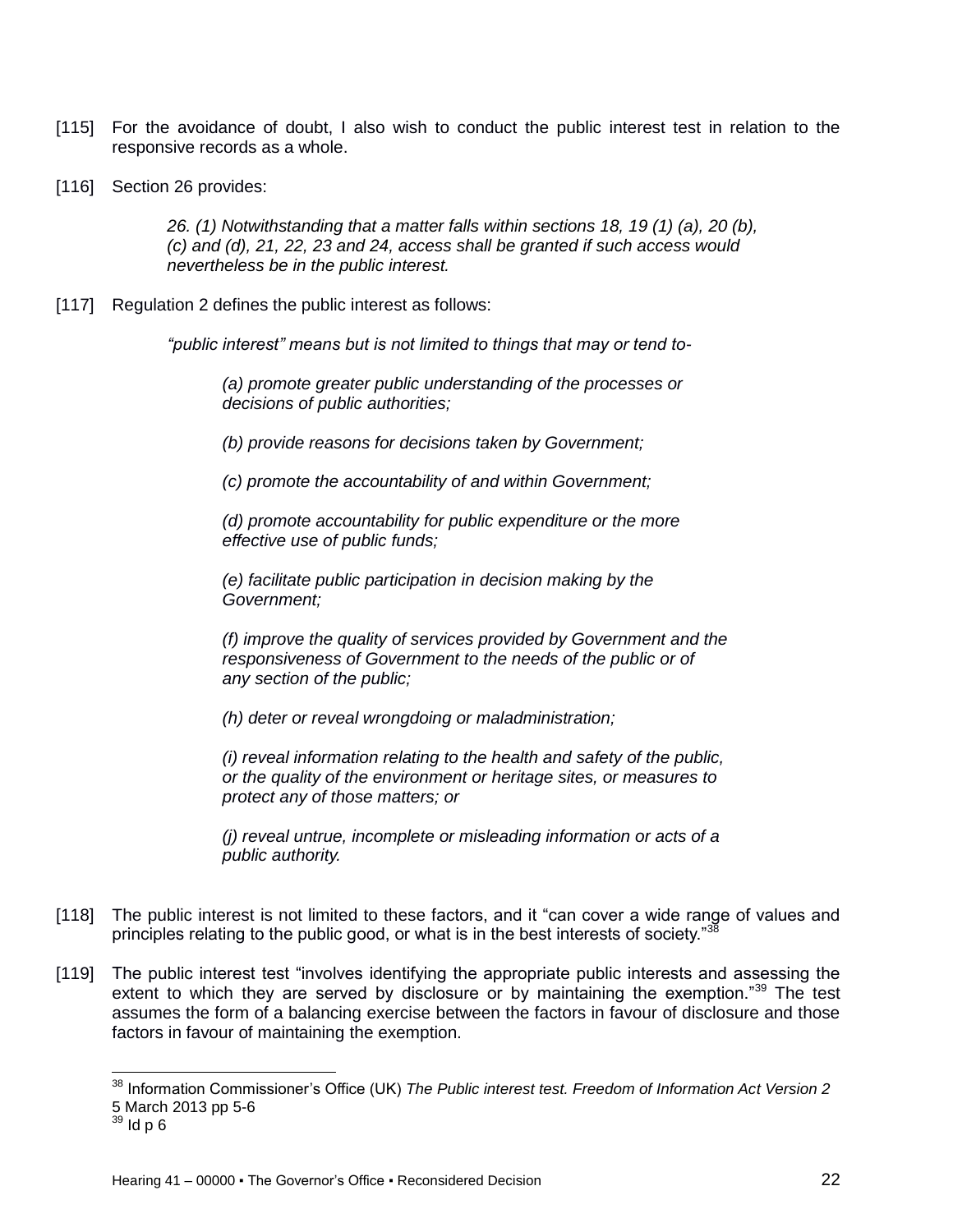[115] For the avoidance of doubt, I also wish to conduct the public interest test in relation to the responsive records as a whole.

[116] Section 26 provides:

> *26. (1) Notwithstanding that a matter falls within sections 18, 19 (1) (a), 20 (b), (c) and (d), 21, 22, 23 and 24, access shall be granted if such access would nevertheless be in the public interest.*

[117] Regulation 2 defines the public interest as follows:

> *"public interest" means but is not limited to things that may or tend to-*
>
> *(a) promote greater public understanding of the processes or decisions of public authorities;*
>
> *(b) provide reasons for decisions taken by Government;*
>
> *(c) promote the accountability of and within Government;*
>
> *(d) promote accountability for public expenditure or the more effective use of public funds;*
>
> *(e) facilitate public participation in decision making by the Government;*
>
> *(f) improve the quality of services provided by Government and the responsiveness of Government to the needs of the public or of any section of the public;*
>
> *(h) deter or reveal wrongdoing or maladministration;*
>
> *(i) reveal information relating to the health and safety of the public, or the quality of the environment or heritage sites, or measures to protect any of those matters; or*
>
> *(j) reveal untrue, incomplete or misleading information or acts of a public authority.*

[118] The public interest is not limited to these factors, and it "can cover a wide range of values and principles relating to the public good, or what is in the best interests of society."[38]

[119] The public interest test "involves identifying the appropriate public interests and assessing the extent to which they are served by disclosure or by maintaining the exemption."[39] The test assumes the form of a balancing exercise between the factors in favour of disclosure and those factors in favour of maintaining the exemption.

---

[38] Information Commissioner's Office (UK) *The Public interest test. Freedom of Information Act Version 2* 5 March 2013 pp 5-6

[39] Id p 6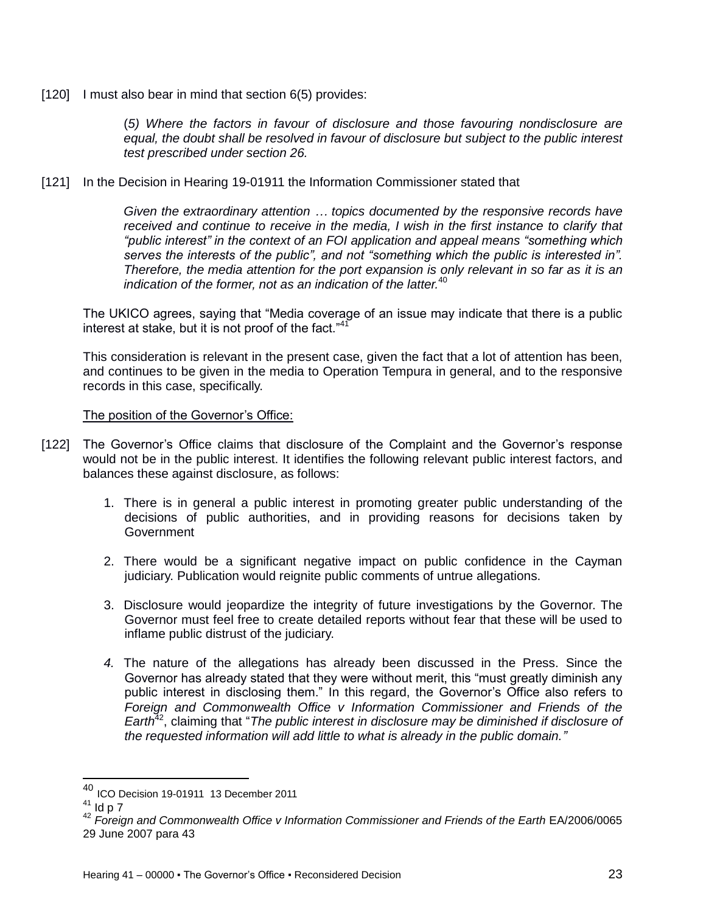[120] I must also bear in mind that section 6(5) provides:

> (*5) Where the factors in favour of disclosure and those favouring nondisclosure are equal, the doubt shall be resolved in favour of disclosure but subject to the public interest test prescribed under section 26.*

[121] In the Decision in Hearing 19-01911 the Information Commissioner stated that

> *Given the extraordinary attention … topics documented by the responsive records have received and continue to receive in the media, I wish in the first instance to clarify that "public interest" in the context of an FOI application and appeal means "something which serves the interests of the public", and not "something which the public is interested in". Therefore, the media attention for the port expansion is only relevant in so far as it is an indication of the former, not as an indication of the latter.*[40]

The UKICO agrees, saying that "Media coverage of an issue may indicate that there is a public interest at stake, but it is not proof of the fact."[41]

This consideration is relevant in the present case, given the fact that a lot of attention has been, and continues to be given in the media to Operation Tempura in general, and to the responsive records in this case, specifically.

<u>The position of the Governor's Office:</u>

[122] The Governor's Office claims that disclosure of the Complaint and the Governor's response would not be in the public interest. It identifies the following relevant public interest factors, and balances these against disclosure, as follows:

1. There is in general a public interest in promoting greater public understanding of the decisions of public authorities, and in providing reasons for decisions taken by Government
2. There would be a significant negative impact on public confidence in the Cayman judiciary. Publication would reignite public comments of untrue allegations.
3. Disclosure would jeopardize the integrity of future investigations by the Governor. The Governor must feel free to create detailed reports without fear that these will be used to inflame public distrust of the judiciary.
4. The nature of the allegations has already been discussed in the Press. Since the Governor has already stated that they were without merit, this "must greatly diminish any public interest in disclosing them." In this regard, the Governor's Office also refers to *Foreign and Commonwealth Office v Information Commissioner and Friends of the Earth*[42], claiming that "*The public interest in disclosure may be diminished if disclosure of the requested information will add little to what is already in the public domain."*

---

[40] ICO Decision 19-01911 13 December 2011

[41] Id p 7

[42] *Foreign and Commonwealth Office v Information Commissioner and Friends of the Earth* EA/2006/0065 29 June 2007 para 43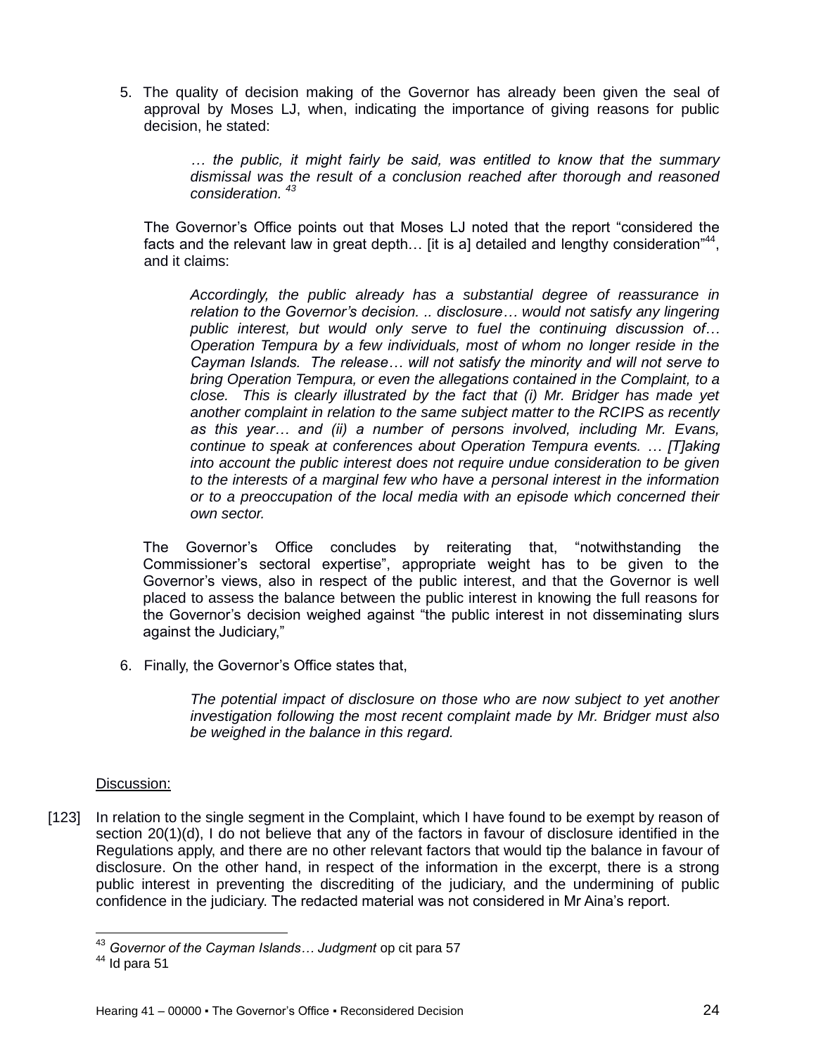5. The quality of decision making of the Governor has already been given the seal of approval by Moses LJ, when, indicating the importance of giving reasons for public decision, he stated:

   > *… the public, it might fairly be said, was entitled to know that the summary dismissal was the result of a conclusion reached after thorough and reasoned consideration.* [43]

   The Governor's Office points out that Moses LJ noted that the report "considered the facts and the relevant law in great depth… [it is a] detailed and lengthy consideration"[44], and it claims:

   > *Accordingly, the public already has a substantial degree of reassurance in relation to the Governor's decision. .. disclosure… would not satisfy any lingering public interest, but would only serve to fuel the continuing discussion of… Operation Tempura by a few individuals, most of whom no longer reside in the Cayman Islands. The release… will not satisfy the minority and will not serve to bring Operation Tempura, or even the allegations contained in the Complaint, to a close. This is clearly illustrated by the fact that (i) Mr. Bridger has made yet another complaint in relation to the same subject matter to the RCIPS as recently as this year… and (ii) a number of persons involved, including Mr. Evans, continue to speak at conferences about Operation Tempura events. … [T]aking into account the public interest does not require undue consideration to be given to the interests of a marginal few who have a personal interest in the information or to a preoccupation of the local media with an episode which concerned their own sector.*

   The Governor's Office concludes by reiterating that, "notwithstanding the Commissioner's sectoral expertise", appropriate weight has to be given to the Governor's views, also in respect of the public interest, and that the Governor is well placed to assess the balance between the public interest in knowing the full reasons for the Governor's decision weighed against "the public interest in not disseminating slurs against the Judiciary,"

6. Finally, the Governor's Office states that,

   > *The potential impact of disclosure on those who are now subject to yet another investigation following the most recent complaint made by Mr. Bridger must also be weighed in the balance in this regard.*

<u>Discussion:</u>

[123] In relation to the single segment in the Complaint, which I have found to be exempt by reason of section 20(1)(d), I do not believe that any of the factors in favour of disclosure identified in the Regulations apply, and there are no other relevant factors that would tip the balance in favour of disclosure. On the other hand, in respect of the information in the excerpt, there is a strong public interest in preventing the discrediting of the judiciary, and the undermining of public confidence in the judiciary. The redacted material was not considered in Mr Aina's report.

---

[43] *Governor of the Cayman Islands… Judgment* op cit para 57

[44] Id para 51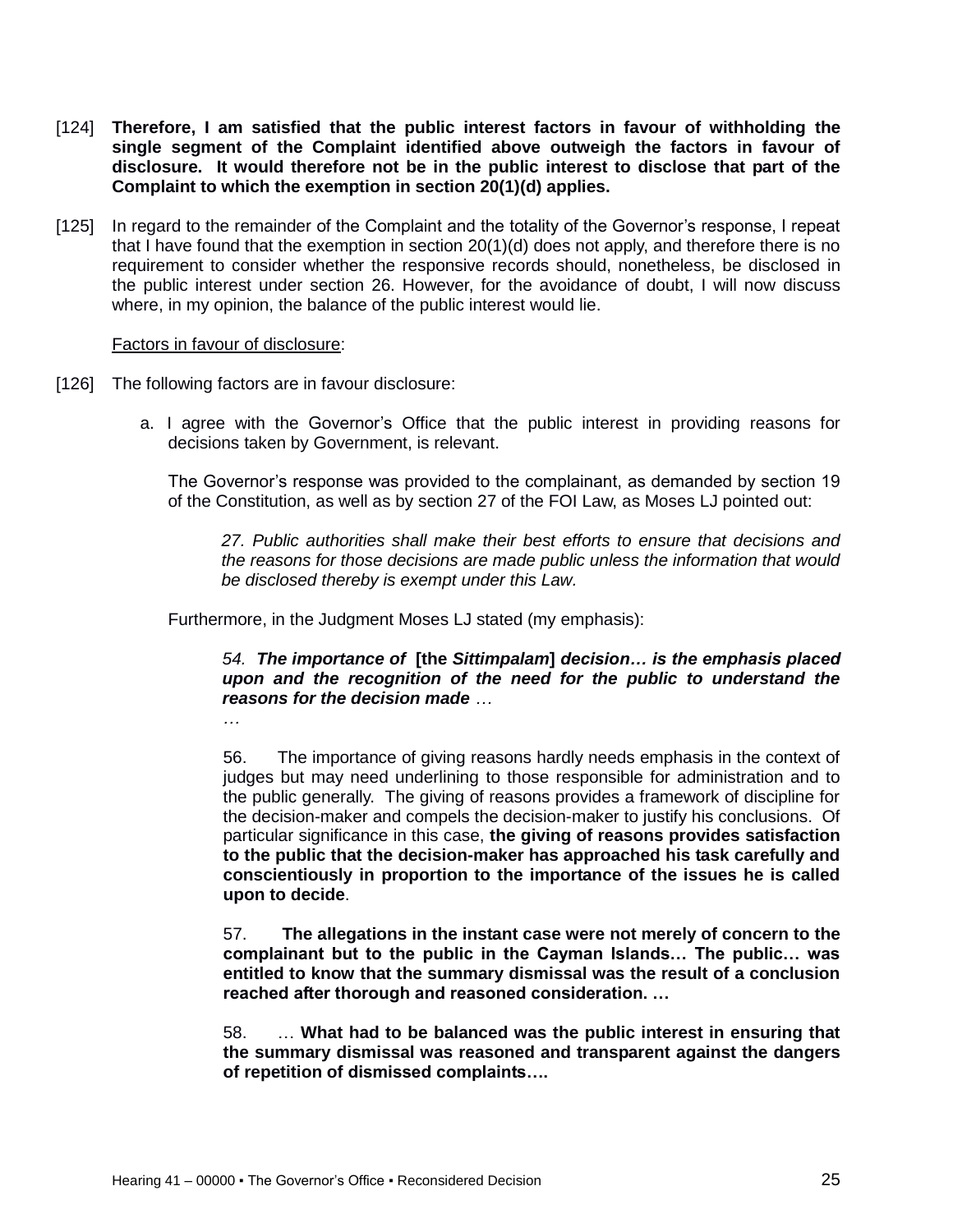[124] **Therefore, I am satisfied that the public interest factors in favour of withholding the single segment of the Complaint identified above outweigh the factors in favour of disclosure. It would therefore not be in the public interest to disclose that part of the Complaint to which the exemption in section 20(1)(d) applies.**

[125] In regard to the remainder of the Complaint and the totality of the Governor's response, I repeat that I have found that the exemption in section 20(1)(d) does not apply, and therefore there is no requirement to consider whether the responsive records should, nonetheless, be disclosed in the public interest under section 26. However, for the avoidance of doubt, I will now discuss where, in my opinion, the balance of the public interest would lie.

<u>Factors in favour of disclosure</u>:

[126] The following factors are in favour disclosure:

a. I agree with the Governor's Office that the public interest in providing reasons for decisions taken by Government, is relevant.

   The Governor's response was provided to the complainant, as demanded by section 19 of the Constitution, as well as by section 27 of the FOI Law, as Moses LJ pointed out:

   > *27. Public authorities shall make their best efforts to ensure that decisions and the reasons for those decisions are made public unless the information that would be disclosed thereby is exempt under this Law.*

   Furthermore, in the Judgment Moses LJ stated (my emphasis):

   > *54.* ***The importance of*** **[the** ***Sittimpalam*****]** ***decision… is the emphasis placed upon and the recognition of the need for the public to understand the reasons for the decision made*** *…*
   >
   > *…*
   >
   > 56. The importance of giving reasons hardly needs emphasis in the context of judges but may need underlining to those responsible for administration and to the public generally. The giving of reasons provides a framework of discipline for the decision-maker and compels the decision-maker to justify his conclusions. Of particular significance in this case, **the giving of reasons provides satisfaction to the public that the decision-maker has approached his task carefully and conscientiously in proportion to the importance of the issues he is called upon to decide**.
   >
   > 57. **The allegations in the instant case were not merely of concern to the complainant but to the public in the Cayman Islands… The public… was entitled to know that the summary dismissal was the result of a conclusion reached after thorough and reasoned consideration. …**
   >
   > 58. … **What had to be balanced was the public interest in ensuring that the summary dismissal was reasoned and transparent against the dangers of repetition of dismissed complaints….**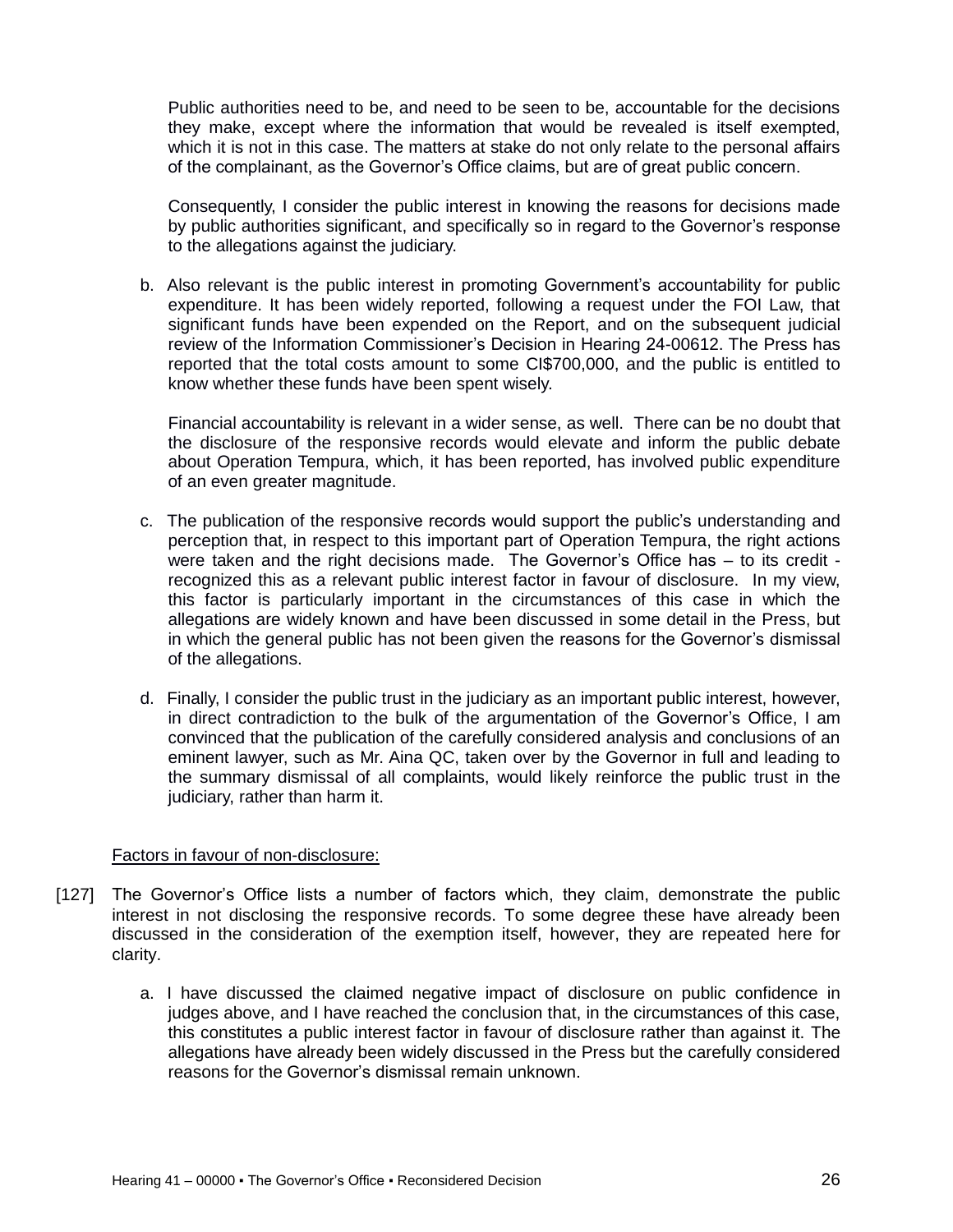Public authorities need to be, and need to be seen to be, accountable for the decisions they make, except where the information that would be revealed is itself exempted, which it is not in this case. The matters at stake do not only relate to the personal affairs of the complainant, as the Governor's Office claims, but are of great public concern.

Consequently, I consider the public interest in knowing the reasons for decisions made by public authorities significant, and specifically so in regard to the Governor's response to the allegations against the judiciary.

b. Also relevant is the public interest in promoting Government's accountability for public expenditure. It has been widely reported, following a request under the FOI Law, that significant funds have been expended on the Report, and on the subsequent judicial review of the Information Commissioner's Decision in Hearing 24-00612. The Press has reported that the total costs amount to some CI$700,000, and the public is entitled to know whether these funds have been spent wisely.

   Financial accountability is relevant in a wider sense, as well. There can be no doubt that the disclosure of the responsive records would elevate and inform the public debate about Operation Tempura, which, it has been reported, has involved public expenditure of an even greater magnitude.

c. The publication of the responsive records would support the public's understanding and perception that, in respect to this important part of Operation Tempura, the right actions were taken and the right decisions made. The Governor's Office has – to its credit - recognized this as a relevant public interest factor in favour of disclosure. In my view, this factor is particularly important in the circumstances of this case in which the allegations are widely known and have been discussed in some detail in the Press, but in which the general public has not been given the reasons for the Governor's dismissal of the allegations.

d. Finally, I consider the public trust in the judiciary as an important public interest, however, in direct contradiction to the bulk of the argumentation of the Governor's Office, I am convinced that the publication of the carefully considered analysis and conclusions of an eminent lawyer, such as Mr. Aina QC, taken over by the Governor in full and leading to the summary dismissal of all complaints, would likely reinforce the public trust in the judiciary, rather than harm it.

Factors in favour of non-disclosure:

[127] The Governor's Office lists a number of factors which, they claim, demonstrate the public interest in not disclosing the responsive records. To some degree these have already been discussed in the consideration of the exemption itself, however, they are repeated here for clarity.

a. I have discussed the claimed negative impact of disclosure on public confidence in judges above, and I have reached the conclusion that, in the circumstances of this case, this constitutes a public interest factor in favour of disclosure rather than against it. The allegations have already been widely discussed in the Press but the carefully considered reasons for the Governor's dismissal remain unknown.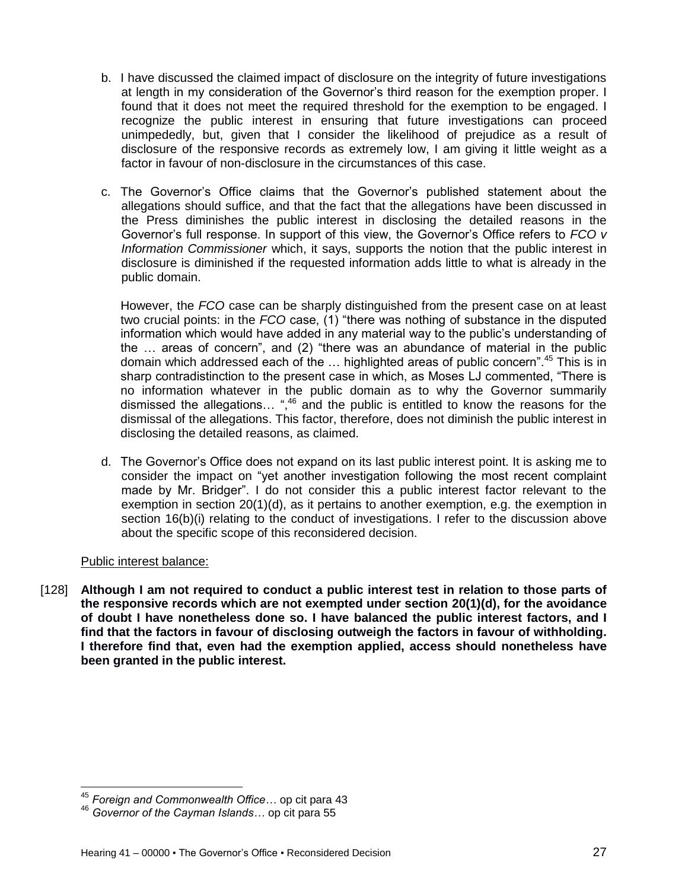b. I have discussed the claimed impact of disclosure on the integrity of future investigations at length in my consideration of the Governor's third reason for the exemption proper. I found that it does not meet the required threshold for the exemption to be engaged. I recognize the public interest in ensuring that future investigations can proceed unimpededly, but, given that I consider the likelihood of prejudice as a result of disclosure of the responsive records as extremely low, I am giving it little weight as a factor in favour of non-disclosure in the circumstances of this case.

c. The Governor's Office claims that the Governor's published statement about the allegations should suffice, and that the fact that the allegations have been discussed in the Press diminishes the public interest in disclosing the detailed reasons in the Governor's full response. In support of this view, the Governor's Office refers to *FCO v Information Commissioner* which, it says, supports the notion that the public interest in disclosure is diminished if the requested information adds little to what is already in the public domain.

   However, the *FCO* case can be sharply distinguished from the present case on at least two crucial points: in the *FCO* case, (1) "there was nothing of substance in the disputed information which would have added in any material way to the public's understanding of the … areas of concern", and (2) "there was an abundance of material in the public domain which addressed each of the … highlighted areas of public concern".[45] This is in sharp contradistinction to the present case in which, as Moses LJ commented, "There is no information whatever in the public domain as to why the Governor summarily dismissed the allegations… ",[46] and the public is entitled to know the reasons for the dismissal of the allegations. This factor, therefore, does not diminish the public interest in disclosing the detailed reasons, as claimed.

d. The Governor's Office does not expand on its last public interest point. It is asking me to consider the impact on "yet another investigation following the most recent complaint made by Mr. Bridger". I do not consider this a public interest factor relevant to the exemption in section 20(1)(d), as it pertains to another exemption, e.g. the exemption in section 16(b)(i) relating to the conduct of investigations. I refer to the discussion above about the specific scope of this reconsidered decision.

Public interest balance:

[128] **Although I am not required to conduct a public interest test in relation to those parts of the responsive records which are not exempted under section 20(1)(d), for the avoidance of doubt I have nonetheless done so. I have balanced the public interest factors, and I find that the factors in favour of disclosing outweigh the factors in favour of withholding. I therefore find that, even had the exemption applied, access should nonetheless have been granted in the public interest.**

---

[45] *Foreign and Commonwealth Office…* op cit para 43

[46] *Governor of the Cayman Islands…* op cit para 55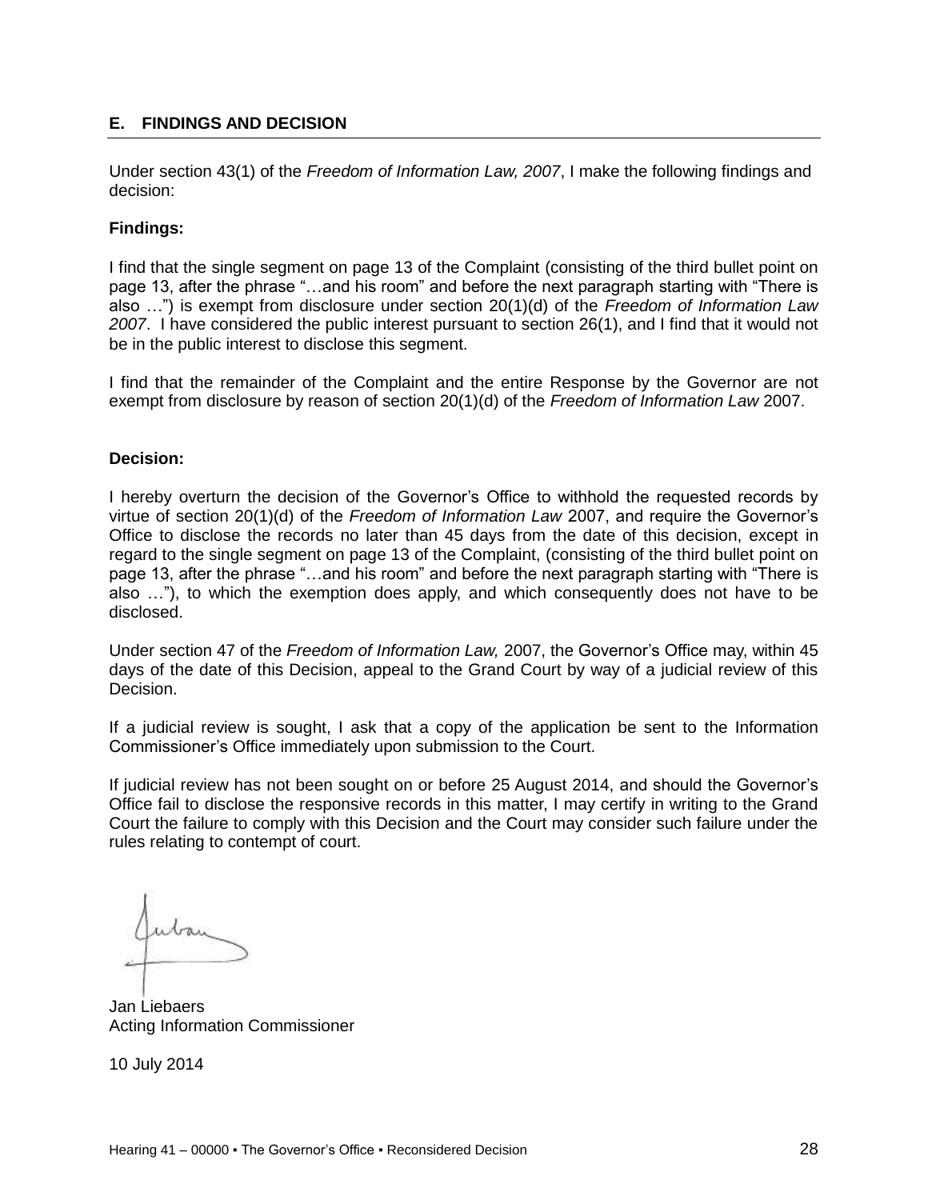## E. FINDINGS AND DECISION

Under section 43(1) of the *Freedom of Information Law, 2007*, I make the following findings and decision:

**Findings:**

I find that the single segment on page 13 of the Complaint (consisting of the third bullet point on page 13, after the phrase "…and his room" and before the next paragraph starting with "There is also …") is exempt from disclosure under section 20(1)(d) of the *Freedom of Information Law 2007*. I have considered the public interest pursuant to section 26(1), and I find that it would not be in the public interest to disclose this segment.

I find that the remainder of the Complaint and the entire Response by the Governor are not exempt from disclosure by reason of section 20(1)(d) of the *Freedom of Information Law* 2007.

**Decision:**

I hereby overturn the decision of the Governor's Office to withhold the requested records by virtue of section 20(1)(d) of the *Freedom of Information Law* 2007, and require the Governor's Office to disclose the records no later than 45 days from the date of this decision, except in regard to the single segment on page 13 of the Complaint, (consisting of the third bullet point on page 13, after the phrase "…and his room" and before the next paragraph starting with "There is also …"), to which the exemption does apply, and which consequently does not have to be disclosed.

Under section 47 of the *Freedom of Information Law,* 2007, the Governor's Office may, within 45 days of the date of this Decision, appeal to the Grand Court by way of a judicial review of this Decision.

If a judicial review is sought, I ask that a copy of the application be sent to the Information Commissioner's Office immediately upon submission to the Court.

If judicial review has not been sought on or before 25 August 2014, and should the Governor's Office fail to disclose the responsive records in this matter, I may certify in writing to the Grand Court the failure to comply with this Decision and the Court may consider such failure under the rules relating to contempt of court.

Jan Liebaers
Acting Information Commissioner

10 July 2014